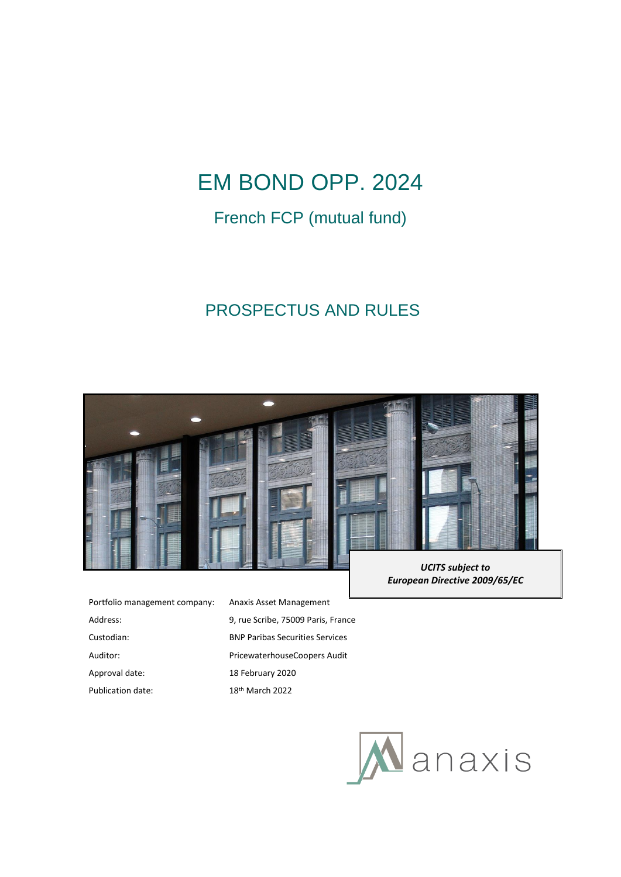# EM BOND OPP. 2024

## French FCP (mutual fund)

## PROSPECTUS AND RULES

***UCITS subject to European Directive 2009/65/EC***

| | |
|---|---|
| Portfolio management company: | Anaxis Asset Management |
| Address: | 9, rue Scribe, 75009 Paris, France |
| Custodian: | BNP Paribas Securities Services |
| Auditor: | PricewaterhouseCoopers Audit |
| Approval date: | 18 February 2020 |
| Publication date: | 18th March 2022 |

anaxis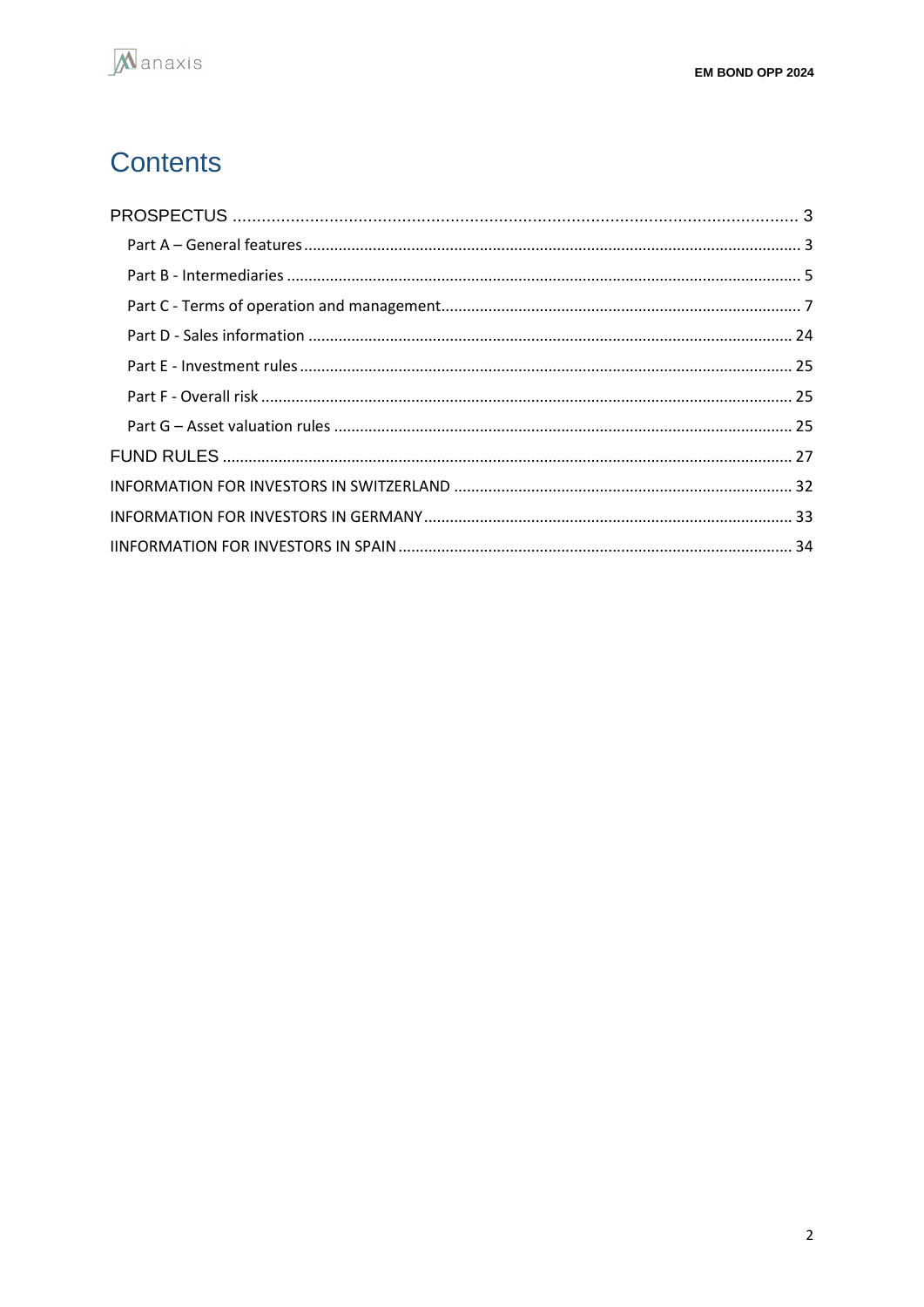# Contents

PROSPECTUS ..................................................................................................................... 3

- Part A – General features ................................................................................................. 3
- Part B - Intermediaries ..................................................................................................... 5
- Part C - Terms of operation and management .................................................................. 7
- Part D - Sales information ............................................................................................... 24
- Part E - Investment rules ................................................................................................. 25
- Part F - Overall risk .......................................................................................................... 25
- Part G – Asset valuation rules ......................................................................................... 25

FUND RULES ........................................................................................................................ 27

INFORMATION FOR INVESTORS IN SWITZERLAND ................................................................ 32

INFORMATION FOR INVESTORS IN GERMANY ...................................................................... 33

IINFORMATION FOR INVESTORS IN SPAIN ............................................................................ 34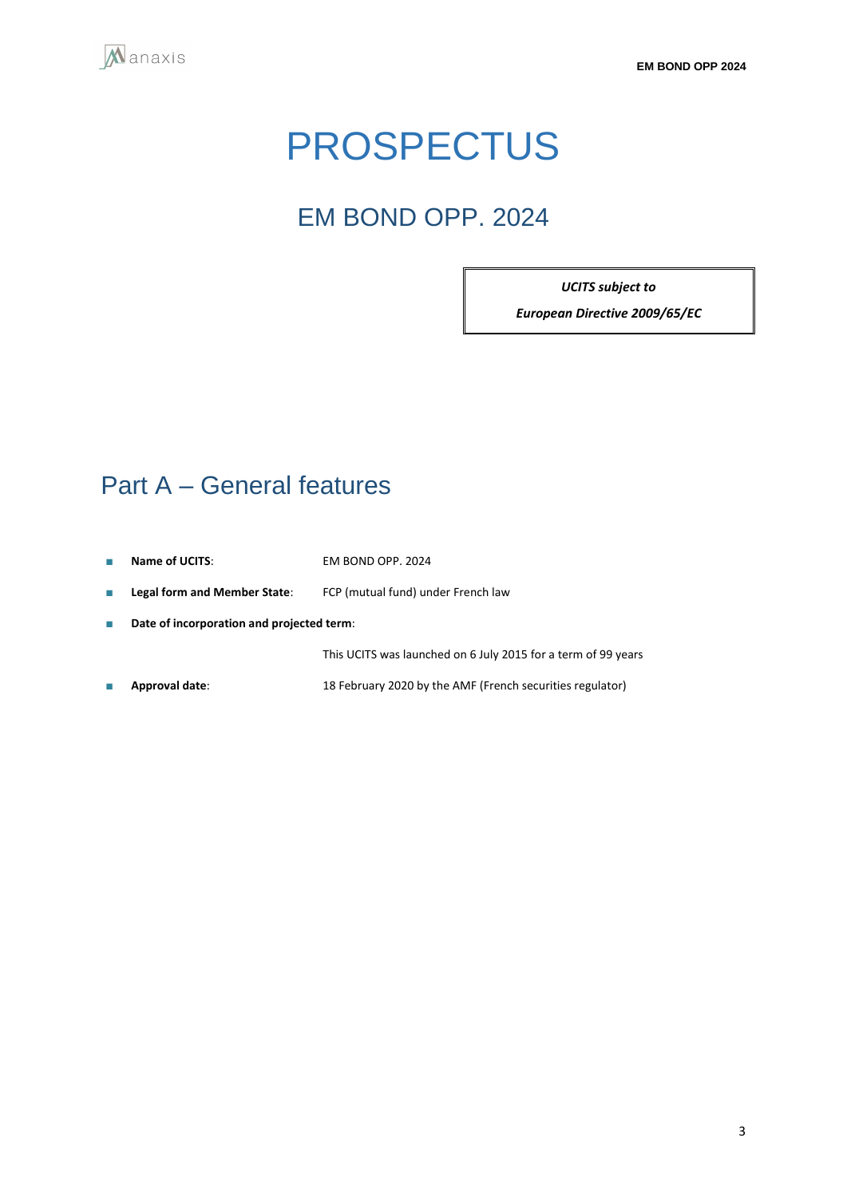# PROSPECTUS

## EM BOND OPP. 2024

> ***UCITS subject to***
>
> ***European Directive 2009/65/EC***

## Part A – General features

- **Name of UCITS**: EM BOND OPP. 2024
- **Legal form and Member State**: FCP (mutual fund) under French law
- **Date of incorporation and projected term**:

  This UCITS was launched on 6 July 2015 for a term of 99 years
- **Approval date**: 18 February 2020 by the AMF (French securities regulator)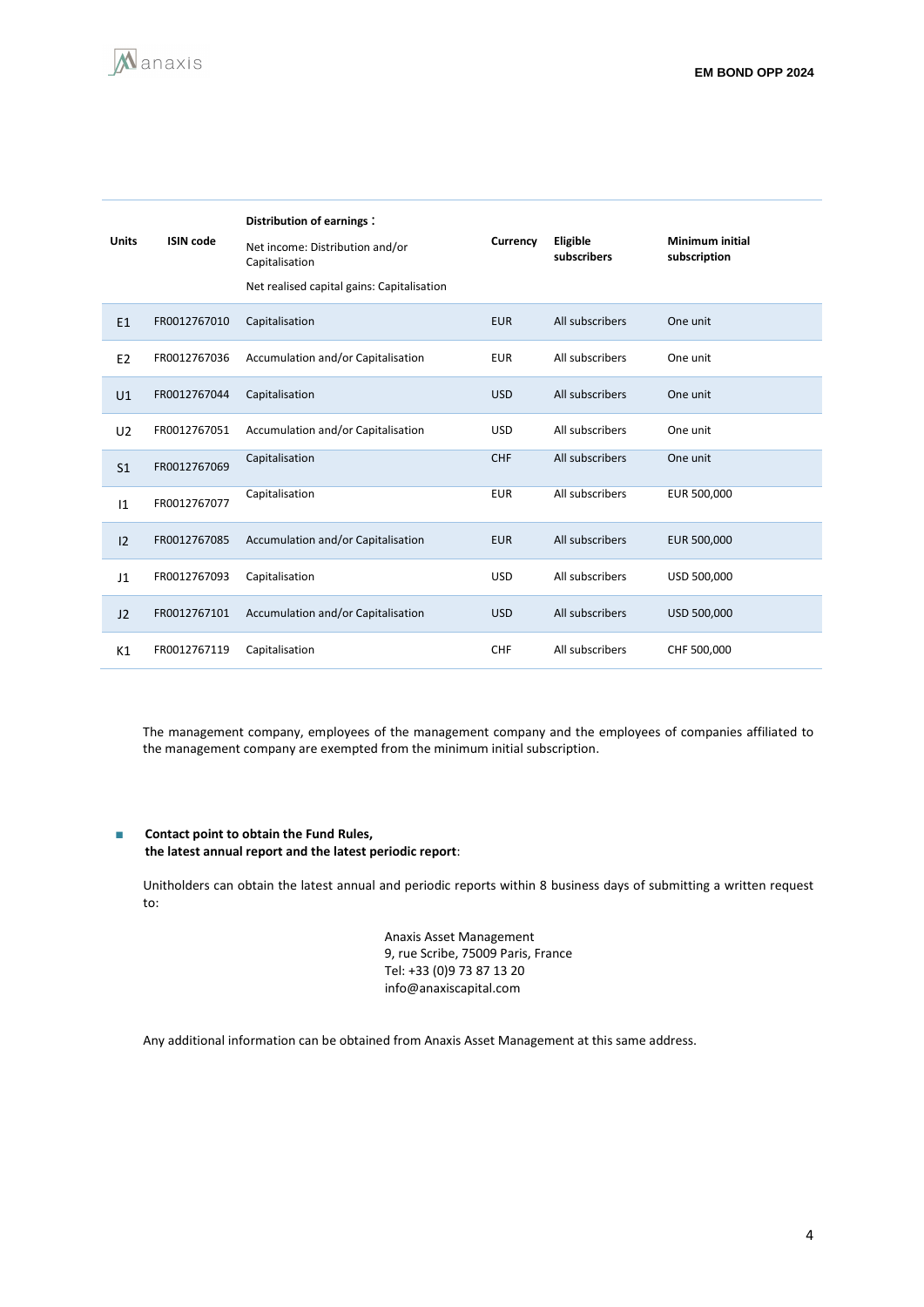| Units | ISIN code | Distribution of earnings :<br>Net income: Distribution and/or Capitalisation<br>Net realised capital gains: Capitalisation | Currency | Eligible subscribers | Minimum initial subscription |
|---|---|---|---|---|---|
| E1 | FR0012767010 | Capitalisation | EUR | All subscribers | One unit |
| E2 | FR0012767036 | Accumulation and/or Capitalisation | EUR | All subscribers | One unit |
| U1 | FR0012767044 | Capitalisation | USD | All subscribers | One unit |
| U2 | FR0012767051 | Accumulation and/or Capitalisation | USD | All subscribers | One unit |
| S1 | FR0012767069 | Capitalisation | CHF | All subscribers | One unit |
| I1 | FR0012767077 | Capitalisation | EUR | All subscribers | EUR 500,000 |
| I2 | FR0012767085 | Accumulation and/or Capitalisation | EUR | All subscribers | EUR 500,000 |
| J1 | FR0012767093 | Capitalisation | USD | All subscribers | USD 500,000 |
| J2 | FR0012767101 | Accumulation and/or Capitalisation | USD | All subscribers | USD 500,000 |
| K1 | FR0012767119 | Capitalisation | CHF | All subscribers | CHF 500,000 |

The management company, employees of the management company and the employees of companies affiliated to the management company are exempted from the minimum initial subscription.

- **Contact point to obtain the Fund Rules, the latest annual report and the latest periodic report**:

Unitholders can obtain the latest annual and periodic reports within 8 business days of submitting a written request to:

Anaxis Asset Management
9, rue Scribe, 75009 Paris, France
Tel: +33 (0)9 73 87 13 20
info@anaxiscapital.com

Any additional information can be obtained from Anaxis Asset Management at this same address.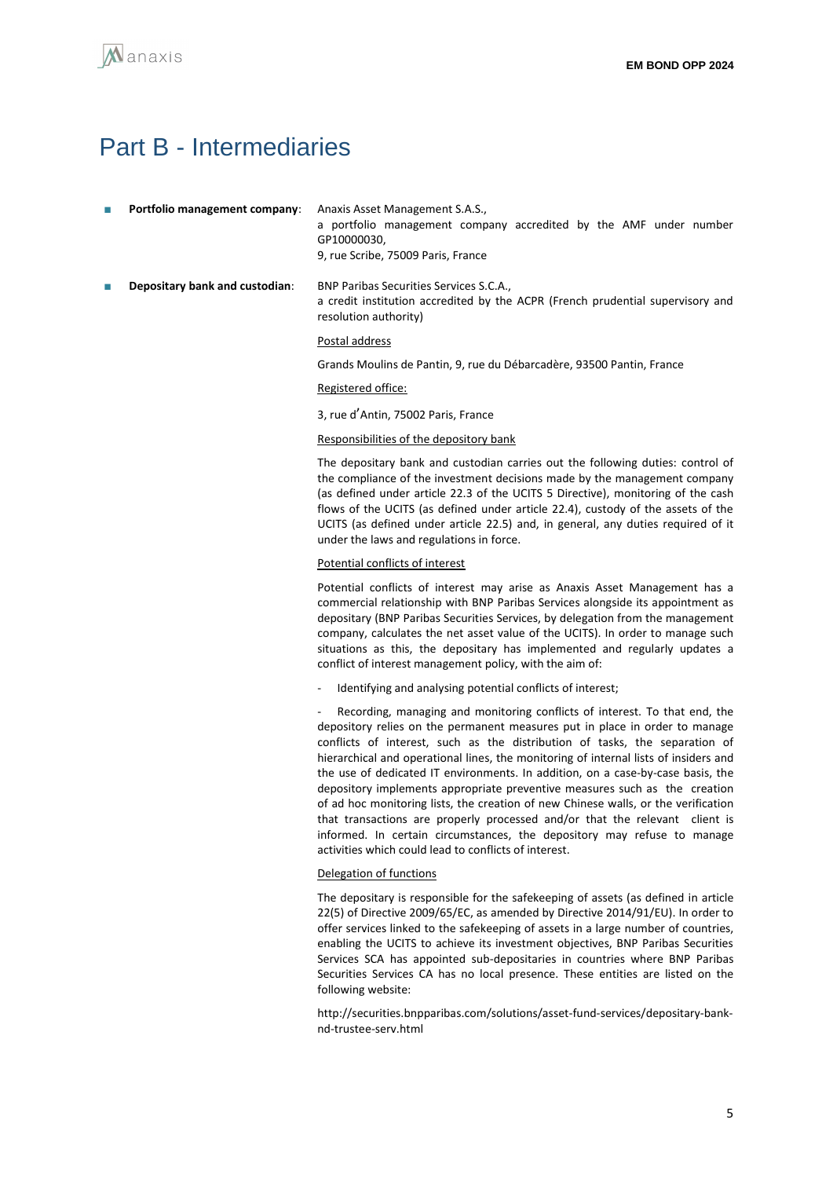# Part B - Intermediaries

- **Portfolio management company**: Anaxis Asset Management S.A.S.,
  a portfolio management company accredited by the AMF under number GP10000030,
  9, rue Scribe, 75009 Paris, France

- **Depositary bank and custodian**: BNP Paribas Securities Services S.C.A.,
  a credit institution accredited by the ACPR (French prudential supervisory and resolution authority)

  Postal address

  Grands Moulins de Pantin, 9, rue du Débarcadère, 93500 Pantin, France

  Registered office:

  3, rue d'Antin, 75002 Paris, France

  Responsibilities of the depository bank

  The depositary bank and custodian carries out the following duties: control of the compliance of the investment decisions made by the management company (as defined under article 22.3 of the UCITS 5 Directive), monitoring of the cash flows of the UCITS (as defined under article 22.4), custody of the assets of the UCITS (as defined under article 22.5) and, in general, any duties required of it under the laws and regulations in force.

  Potential conflicts of interest

  Potential conflicts of interest may arise as Anaxis Asset Management has a commercial relationship with BNP Paribas Services alongside its appointment as depositary (BNP Paribas Securities Services, by delegation from the management company, calculates the net asset value of the UCITS). In order to manage such situations as this, the depositary has implemented and regularly updates a conflict of interest management policy, with the aim of:

  - Identifying and analysing potential conflicts of interest;
  - Recording, managing and monitoring conflicts of interest. To that end, the depository relies on the permanent measures put in place in order to manage conflicts of interest, such as the distribution of tasks, the separation of hierarchical and operational lines, the monitoring of internal lists of insiders and the use of dedicated IT environments. In addition, on a case-by-case basis, the depository implements appropriate preventive measures such as the creation of ad hoc monitoring lists, the creation of new Chinese walls, or the verification that transactions are properly processed and/or that the relevant client is informed. In certain circumstances, the depository may refuse to manage activities which could lead to conflicts of interest.

  Delegation of functions

  The depositary is responsible for the safekeeping of assets (as defined in article 22(5) of Directive 2009/65/EC, as amended by Directive 2014/91/EU). In order to offer services linked to the safekeeping of assets in a large number of countries, enabling the UCITS to achieve its investment objectives, BNP Paribas Securities Services SCA has appointed sub-depositaries in countries where BNP Paribas Securities Services CA has no local presence. These entities are listed on the following website:

  http://securities.bnpparibas.com/solutions/asset-fund-services/depositary-bank-nd-trustee-serv.html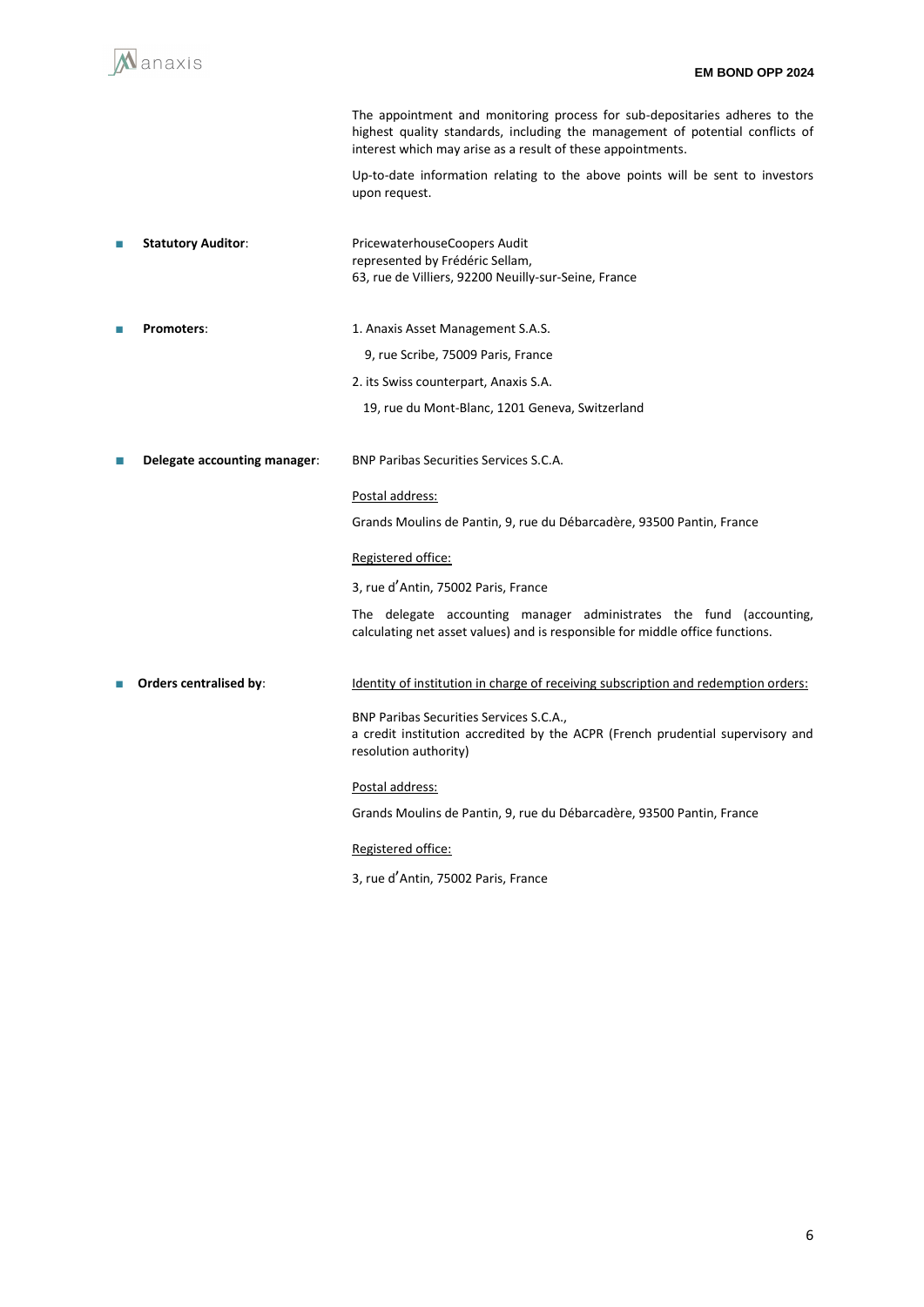The appointment and monitoring process for sub-depositaries adheres to the highest quality standards, including the management of potential conflicts of interest which may arise as a result of these appointments.

Up-to-date information relating to the above points will be sent to investors upon request.

- **Statutory Auditor**:

  PricewaterhouseCoopers Audit
  represented by Frédéric Sellam,
  63, rue de Villiers, 92200 Neuilly-sur-Seine, France

- **Promoters**:

  1. Anaxis Asset Management S.A.S.
     9, rue Scribe, 75009 Paris, France
  2. its Swiss counterpart, Anaxis S.A.
     19, rue du Mont-Blanc, 1201 Geneva, Switzerland

- **Delegate accounting manager**:

  BNP Paribas Securities Services S.C.A.

  Postal address:

  Grands Moulins de Pantin, 9, rue du Débarcadère, 93500 Pantin, France

  Registered office:

  3, rue d'Antin, 75002 Paris, France

  The delegate accounting manager administrates the fund (accounting, calculating net asset values) and is responsible for middle office functions.

- **Orders centralised by**:

  Identity of institution in charge of receiving subscription and redemption orders:

  BNP Paribas Securities Services S.C.A.,
  a credit institution accredited by the ACPR (French prudential supervisory and resolution authority)

  Postal address:

  Grands Moulins de Pantin, 9, rue du Débarcadère, 93500 Pantin, France

  Registered office:

  3, rue d'Antin, 75002 Paris, France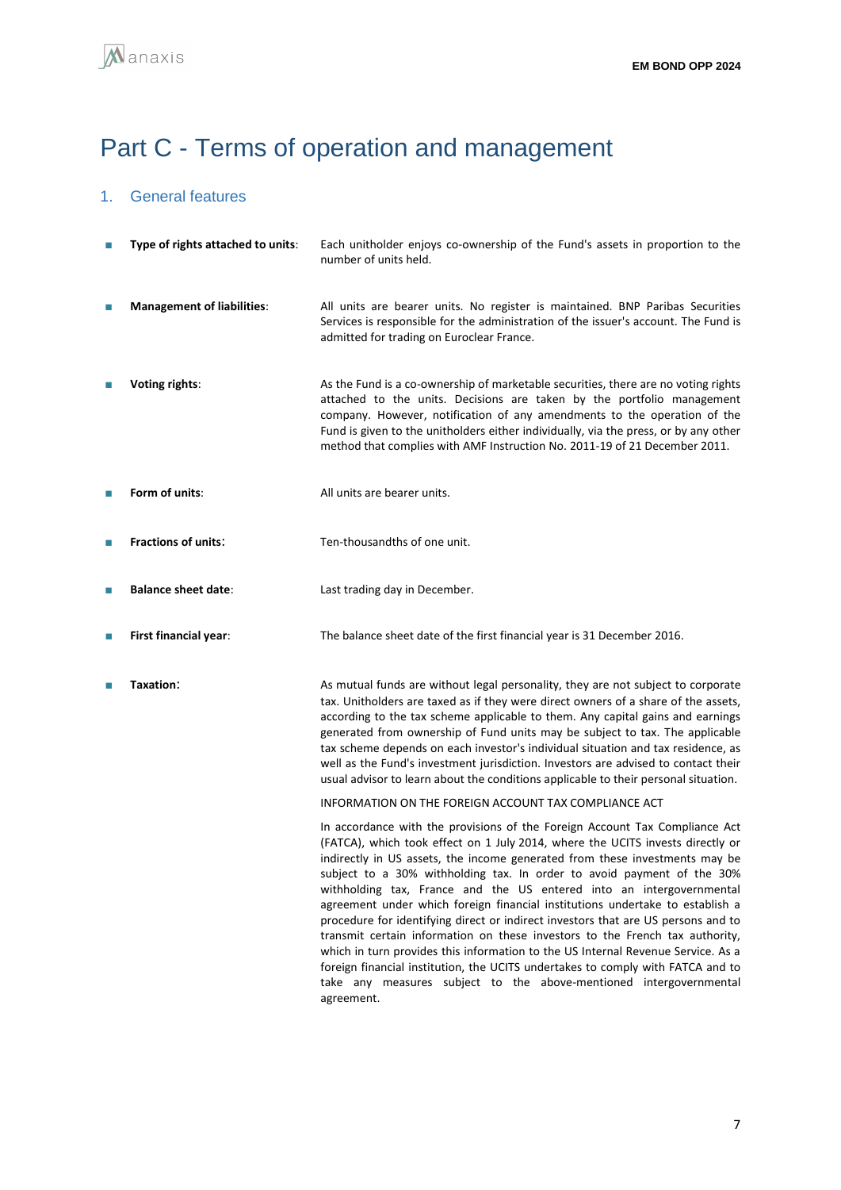# Part C - Terms of operation and management

## 1. General features

- **Type of rights attached to units**: Each unitholder enjoys co-ownership of the Fund's assets in proportion to the number of units held.

- **Management of liabilities**: All units are bearer units. No register is maintained. BNP Paribas Securities Services is responsible for the administration of the issuer's account. The Fund is admitted for trading on Euroclear France.

- **Voting rights**: As the Fund is a co-ownership of marketable securities, there are no voting rights attached to the units. Decisions are taken by the portfolio management company. However, notification of any amendments to the operation of the Fund is given to the unitholders either individually, via the press, or by any other method that complies with AMF Instruction No. 2011-19 of 21 December 2011.

- **Form of units**: All units are bearer units.

- **Fractions of units**: Ten-thousandths of one unit.

- **Balance sheet date**: Last trading day in December.

- **First financial year**: The balance sheet date of the first financial year is 31 December 2016.

- **Taxation**: As mutual funds are without legal personality, they are not subject to corporate tax. Unitholders are taxed as if they were direct owners of a share of the assets, according to the tax scheme applicable to them. Any capital gains and earnings generated from ownership of Fund units may be subject to tax. The applicable tax scheme depends on each investor's individual situation and tax residence, as well as the Fund's investment jurisdiction. Investors are advised to contact their usual advisor to learn about the conditions applicable to their personal situation.

  INFORMATION ON THE FOREIGN ACCOUNT TAX COMPLIANCE ACT

  In accordance with the provisions of the Foreign Account Tax Compliance Act (FATCA), which took effect on 1 July 2014, where the UCITS invests directly or indirectly in US assets, the income generated from these investments may be subject to a 30% withholding tax. In order to avoid payment of the 30% withholding tax, France and the US entered into an intergovernmental agreement under which foreign financial institutions undertake to establish a procedure for identifying direct or indirect investors that are US persons and to transmit certain information on these investors to the French tax authority, which in turn provides this information to the US Internal Revenue Service. As a foreign financial institution, the UCITS undertakes to comply with FATCA and to take any measures subject to the above-mentioned intergovernmental agreement.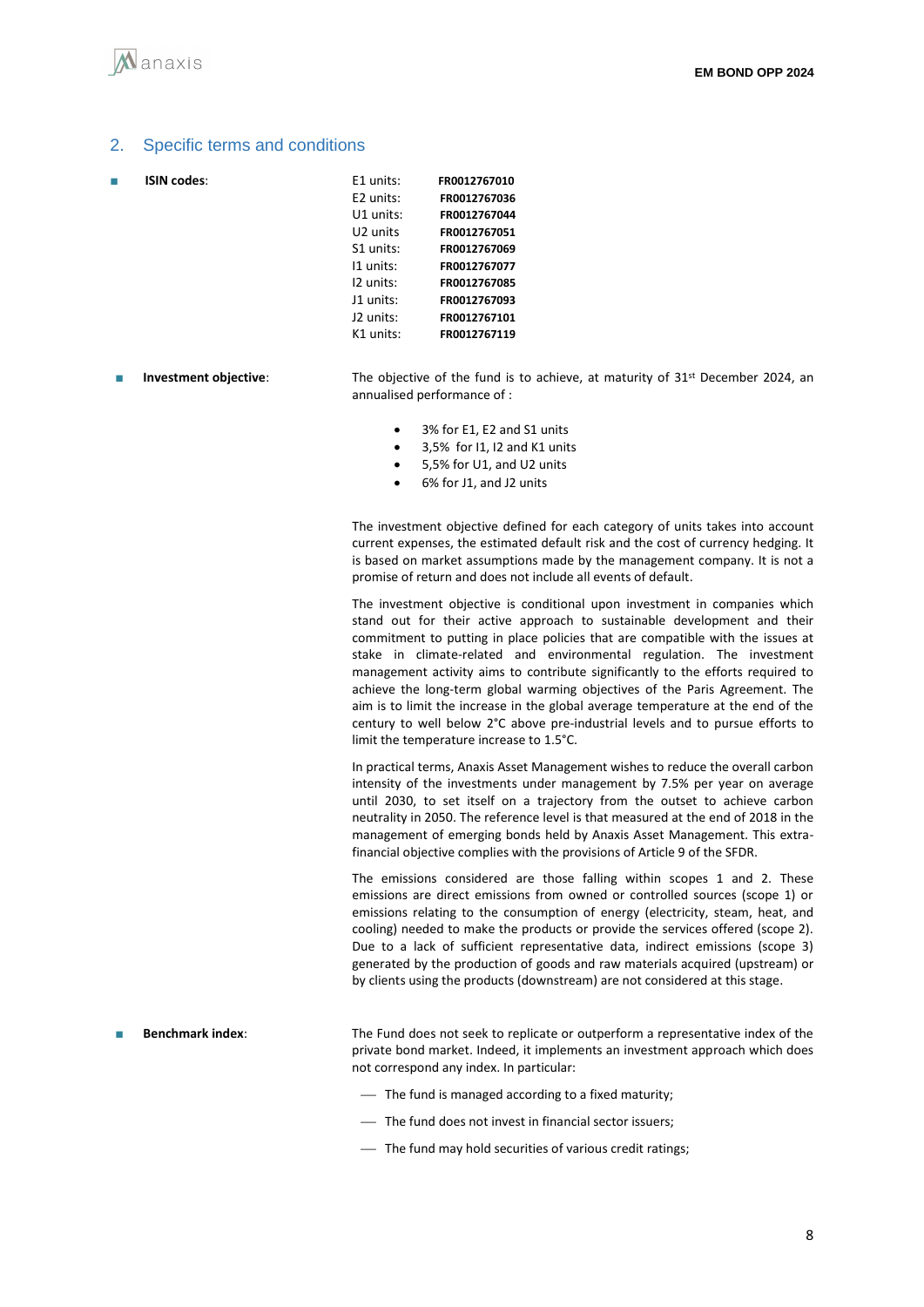## 2. Specific terms and conditions

- **ISIN codes**:

| | |
|---|---|
| E1 units: | **FR0012767010** |
| E2 units: | **FR0012767036** |
| U1 units: | **FR0012767044** |
| U2 units | **FR0012767051** |
| S1 units: | **FR0012767069** |
| I1 units: | **FR0012767077** |
| I2 units: | **FR0012767085** |
| J1 units: | **FR0012767093** |
| J2 units: | **FR0012767101** |
| K1 units: | **FR0012767119** |

- **Investment objective**:

The objective of the fund is to achieve, at maturity of 31st December 2024, an annualised performance of :

- 3% for E1, E2 and S1 units
- 3,5% for I1, I2 and K1 units
- 5,5% for U1, and U2 units
- 6% for J1, and J2 units

The investment objective defined for each category of units takes into account current expenses, the estimated default risk and the cost of currency hedging. It is based on market assumptions made by the management company. It is not a promise of return and does not include all events of default.

The investment objective is conditional upon investment in companies which stand out for their active approach to sustainable development and their commitment to putting in place policies that are compatible with the issues at stake in climate-related and environmental regulation. The investment management activity aims to contribute significantly to the efforts required to achieve the long-term global warming objectives of the Paris Agreement. The aim is to limit the increase in the global average temperature at the end of the century to well below 2°C above pre-industrial levels and to pursue efforts to limit the temperature increase to 1.5°C.

In practical terms, Anaxis Asset Management wishes to reduce the overall carbon intensity of the investments under management by 7.5% per year on average until 2030, to set itself on a trajectory from the outset to achieve carbon neutrality in 2050. The reference level is that measured at the end of 2018 in the management of emerging bonds held by Anaxis Asset Management. This extra-financial objective complies with the provisions of Article 9 of the SFDR.

The emissions considered are those falling within scopes 1 and 2. These emissions are direct emissions from owned or controlled sources (scope 1) or emissions relating to the consumption of energy (electricity, steam, heat, and cooling) needed to make the products or provide the services offered (scope 2). Due to a lack of sufficient representative data, indirect emissions (scope 3) generated by the production of goods and raw materials acquired (upstream) or by clients using the products (downstream) are not considered at this stage.

- **Benchmark index**:

The Fund does not seek to replicate or outperform a representative index of the private bond market. Indeed, it implements an investment approach which does not correspond any index. In particular:

- The fund is managed according to a fixed maturity;
- The fund does not invest in financial sector issuers;
- The fund may hold securities of various credit ratings;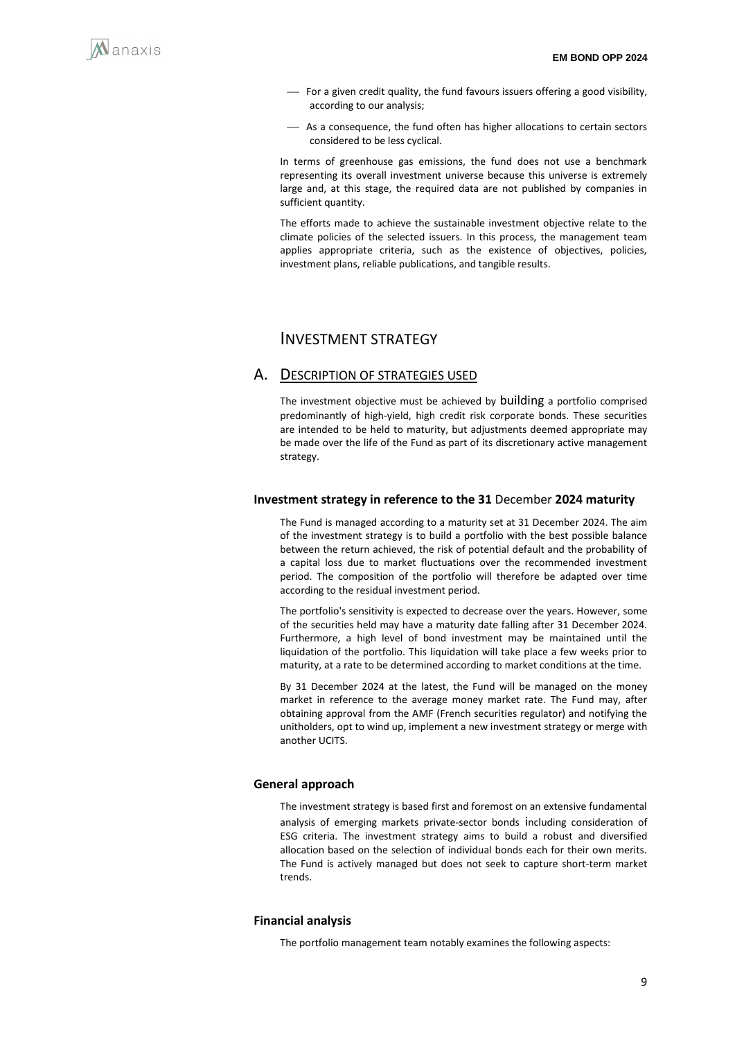- For a given credit quality, the fund favours issuers offering a good visibility, according to our analysis;
- As a consequence, the fund often has higher allocations to certain sectors considered to be less cyclical.

In terms of greenhouse gas emissions, the fund does not use a benchmark representing its overall investment universe because this universe is extremely large and, at this stage, the required data are not published by companies in sufficient quantity.

The efforts made to achieve the sustainable investment objective relate to the climate policies of the selected issuers. In this process, the management team applies appropriate criteria, such as the existence of objectives, policies, investment plans, reliable publications, and tangible results.

# INVESTMENT STRATEGY

## A. DESCRIPTION OF STRATEGIES USED

The investment objective must be achieved by building a portfolio comprised predominantly of high-yield, high credit risk corporate bonds. These securities are intended to be held to maturity, but adjustments deemed appropriate may be made over the life of the Fund as part of its discretionary active management strategy.

### Investment strategy in reference to the 31 December 2024 maturity

The Fund is managed according to a maturity set at 31 December 2024. The aim of the investment strategy is to build a portfolio with the best possible balance between the return achieved, the risk of potential default and the probability of a capital loss due to market fluctuations over the recommended investment period. The composition of the portfolio will therefore be adapted over time according to the residual investment period.

The portfolio's sensitivity is expected to decrease over the years. However, some of the securities held may have a maturity date falling after 31 December 2024. Furthermore, a high level of bond investment may be maintained until the liquidation of the portfolio. This liquidation will take place a few weeks prior to maturity, at a rate to be determined according to market conditions at the time.

By 31 December 2024 at the latest, the Fund will be managed on the money market in reference to the average money market rate. The Fund may, after obtaining approval from the AMF (French securities regulator) and notifying the unitholders, opt to wind up, implement a new investment strategy or merge with another UCITS.

### General approach

The investment strategy is based first and foremost on an extensive fundamental analysis of emerging markets private-sector bonds including consideration of ESG criteria. The investment strategy aims to build a robust and diversified allocation based on the selection of individual bonds each for their own merits. The Fund is actively managed but does not seek to capture short-term market trends.

### Financial analysis

The portfolio management team notably examines the following aspects: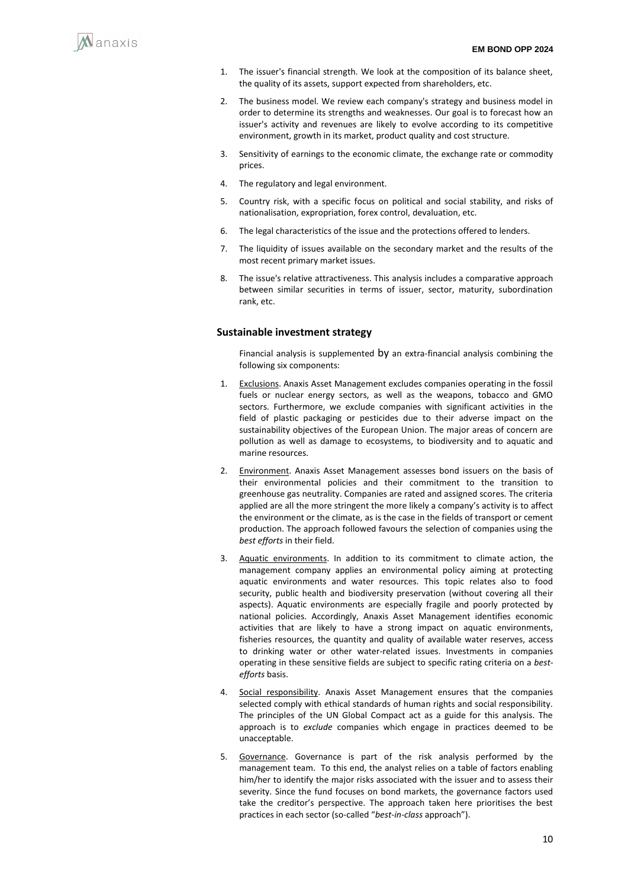1. The issuer's financial strength. We look at the composition of its balance sheet, the quality of its assets, support expected from shareholders, etc.

2. The business model. We review each company's strategy and business model in order to determine its strengths and weaknesses. Our goal is to forecast how an issuer's activity and revenues are likely to evolve according to its competitive environment, growth in its market, product quality and cost structure.

3. Sensitivity of earnings to the economic climate, the exchange rate or commodity prices.

4. The regulatory and legal environment.

5. Country risk, with a specific focus on political and social stability, and risks of nationalisation, expropriation, forex control, devaluation, etc.

6. The legal characteristics of the issue and the protections offered to lenders.

7. The liquidity of issues available on the secondary market and the results of the most recent primary market issues.

8. The issue's relative attractiveness. This analysis includes a comparative approach between similar securities in terms of issuer, sector, maturity, subordination rank, etc.

### Sustainable investment strategy

Financial analysis is supplemented by an extra-financial analysis combining the following six components:

1. Exclusions. Anaxis Asset Management excludes companies operating in the fossil fuels or nuclear energy sectors, as well as the weapons, tobacco and GMO sectors. Furthermore, we exclude companies with significant activities in the field of plastic packaging or pesticides due to their adverse impact on the sustainability objectives of the European Union. The major areas of concern are pollution as well as damage to ecosystems, to biodiversity and to aquatic and marine resources.

2. Environment. Anaxis Asset Management assesses bond issuers on the basis of their environmental policies and their commitment to the transition to greenhouse gas neutrality. Companies are rated and assigned scores. The criteria applied are all the more stringent the more likely a company's activity is to affect the environment or the climate, as is the case in the fields of transport or cement production. The approach followed favours the selection of companies using the *best efforts* in their field.

3. Aquatic environments. In addition to its commitment to climate action, the management company applies an environmental policy aiming at protecting aquatic environments and water resources. This topic relates also to food security, public health and biodiversity preservation (without covering all their aspects). Aquatic environments are especially fragile and poorly protected by national policies. Accordingly, Anaxis Asset Management identifies economic activities that are likely to have a strong impact on aquatic environments, fisheries resources, the quantity and quality of available water reserves, access to drinking water or other water-related issues. Investments in companies operating in these sensitive fields are subject to specific rating criteria on a *best-efforts* basis.

4. Social responsibility. Anaxis Asset Management ensures that the companies selected comply with ethical standards of human rights and social responsibility. The principles of the UN Global Compact act as a guide for this analysis. The approach is to *exclude* companies which engage in practices deemed to be unacceptable.

5. Governance. Governance is part of the risk analysis performed by the management team. To this end, the analyst relies on a table of factors enabling him/her to identify the major risks associated with the issuer and to assess their severity. Since the fund focuses on bond markets, the governance factors used take the creditor's perspective. The approach taken here prioritises the best practices in each sector (so-called "*best-in-class* approach").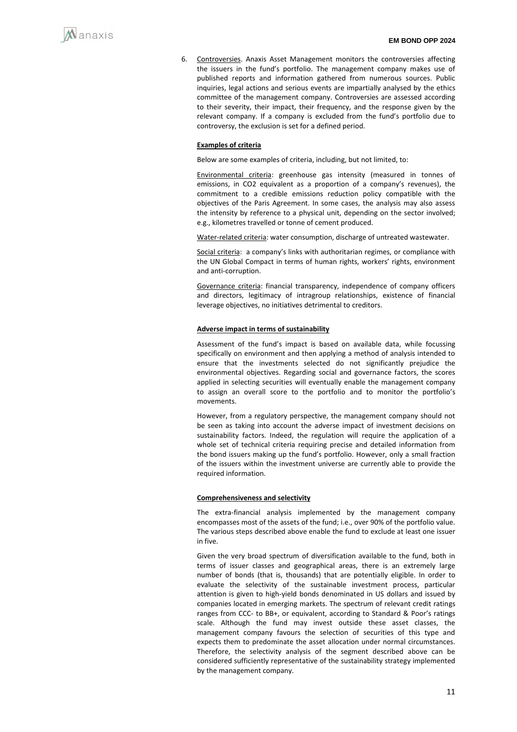6. Controversies. Anaxis Asset Management monitors the controversies affecting the issuers in the fund's portfolio. The management company makes use of published reports and information gathered from numerous sources. Public inquiries, legal actions and serious events are impartially analysed by the ethics committee of the management company. Controversies are assessed according to their severity, their impact, their frequency, and the response given by the relevant company. If a company is excluded from the fund's portfolio due to controversy, the exclusion is set for a defined period.

**Examples of criteria**

Below are some examples of criteria, including, but not limited, to:

Environmental criteria: greenhouse gas intensity (measured in tonnes of emissions, in $CO_2$ equivalent as a proportion of a company's revenues), the commitment to a credible emissions reduction policy compatible with the objectives of the Paris Agreement. In some cases, the analysis may also assess the intensity by reference to a physical unit, depending on the sector involved; e.g., kilometres travelled or tonne of cement produced.

Water-related criteria: water consumption, discharge of untreated wastewater.

Social criteria: a company's links with authoritarian regimes, or compliance with the UN Global Compact in terms of human rights, workers' rights, environment and anti-corruption.

Governance criteria: financial transparency, independence of company officers and directors, legitimacy of intragroup relationships, existence of financial leverage objectives, no initiatives detrimental to creditors.

**Adverse impact in terms of sustainability**

Assessment of the fund's impact is based on available data, while focussing specifically on environment and then applying a method of analysis intended to ensure that the investments selected do not significantly prejudice the environmental objectives. Regarding social and governance factors, the scores applied in selecting securities will eventually enable the management company to assign an overall score to the portfolio and to monitor the portfolio's movements.

However, from a regulatory perspective, the management company should not be seen as taking into account the adverse impact of investment decisions on sustainability factors. Indeed, the regulation will require the application of a whole set of technical criteria requiring precise and detailed information from the bond issuers making up the fund's portfolio. However, only a small fraction of the issuers within the investment universe are currently able to provide the required information.

**Comprehensiveness and selectivity**

The extra-financial analysis implemented by the management company encompasses most of the assets of the fund; i.e., over 90% of the portfolio value. The various steps described above enable the fund to exclude at least one issuer in five.

Given the very broad spectrum of diversification available to the fund, both in terms of issuer classes and geographical areas, there is an extremely large number of bonds (that is, thousands) that are potentially eligible. In order to evaluate the selectivity of the sustainable investment process, particular attention is given to high-yield bonds denominated in US dollars and issued by companies located in emerging markets. The spectrum of relevant credit ratings ranges from CCC- to BB+, or equivalent, according to Standard & Poor's ratings scale. Although the fund may invest outside these asset classes, the management company favours the selection of securities of this type and expects them to predominate the asset allocation under normal circumstances. Therefore, the selectivity analysis of the segment described above can be considered sufficiently representative of the sustainability strategy implemented by the management company.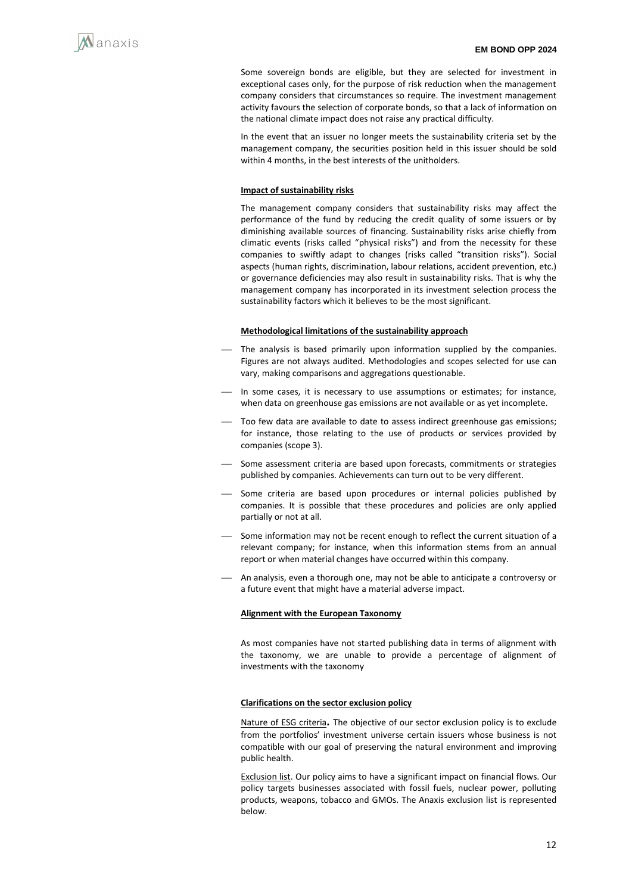Some sovereign bonds are eligible, but they are selected for investment in exceptional cases only, for the purpose of risk reduction when the management company considers that circumstances so require. The investment management activity favours the selection of corporate bonds, so that a lack of information on the national climate impact does not raise any practical difficulty.

In the event that an issuer no longer meets the sustainability criteria set by the management company, the securities position held in this issuer should be sold within 4 months, in the best interests of the unitholders.

**Impact of sustainability risks**

The management company considers that sustainability risks may affect the performance of the fund by reducing the credit quality of some issuers or by diminishing available sources of financing. Sustainability risks arise chiefly from climatic events (risks called "physical risks") and from the necessity for these companies to swiftly adapt to changes (risks called "transition risks"). Social aspects (human rights, discrimination, labour relations, accident prevention, etc.) or governance deficiencies may also result in sustainability risks. That is why the management company has incorporated in its investment selection process the sustainability factors which it believes to be the most significant.

**Methodological limitations of the sustainability approach**

- The analysis is based primarily upon information supplied by the companies. Figures are not always audited. Methodologies and scopes selected for use can vary, making comparisons and aggregations questionable.
- In some cases, it is necessary to use assumptions or estimates; for instance, when data on greenhouse gas emissions are not available or as yet incomplete.
- Too few data are available to date to assess indirect greenhouse gas emissions; for instance, those relating to the use of products or services provided by companies (scope 3).
- Some assessment criteria are based upon forecasts, commitments or strategies published by companies. Achievements can turn out to be very different.
- Some criteria are based upon procedures or internal policies published by companies. It is possible that these procedures and policies are only applied partially or not at all.
- Some information may not be recent enough to reflect the current situation of a relevant company; for instance, when this information stems from an annual report or when material changes have occurred within this company.
- An analysis, even a thorough one, may not be able to anticipate a controversy or a future event that might have a material adverse impact.

**Alignment with the European Taxonomy**

As most companies have not started publishing data in terms of alignment with the taxonomy, we are unable to provide a percentage of alignment of investments with the taxonomy

**Clarifications on the sector exclusion policy**

Nature of ESG criteria**.** The objective of our sector exclusion policy is to exclude from the portfolios' investment universe certain issuers whose business is not compatible with our goal of preserving the natural environment and improving public health.

Exclusion list. Our policy aims to have a significant impact on financial flows. Our policy targets businesses associated with fossil fuels, nuclear power, polluting products, weapons, tobacco and GMOs. The Anaxis exclusion list is represented below.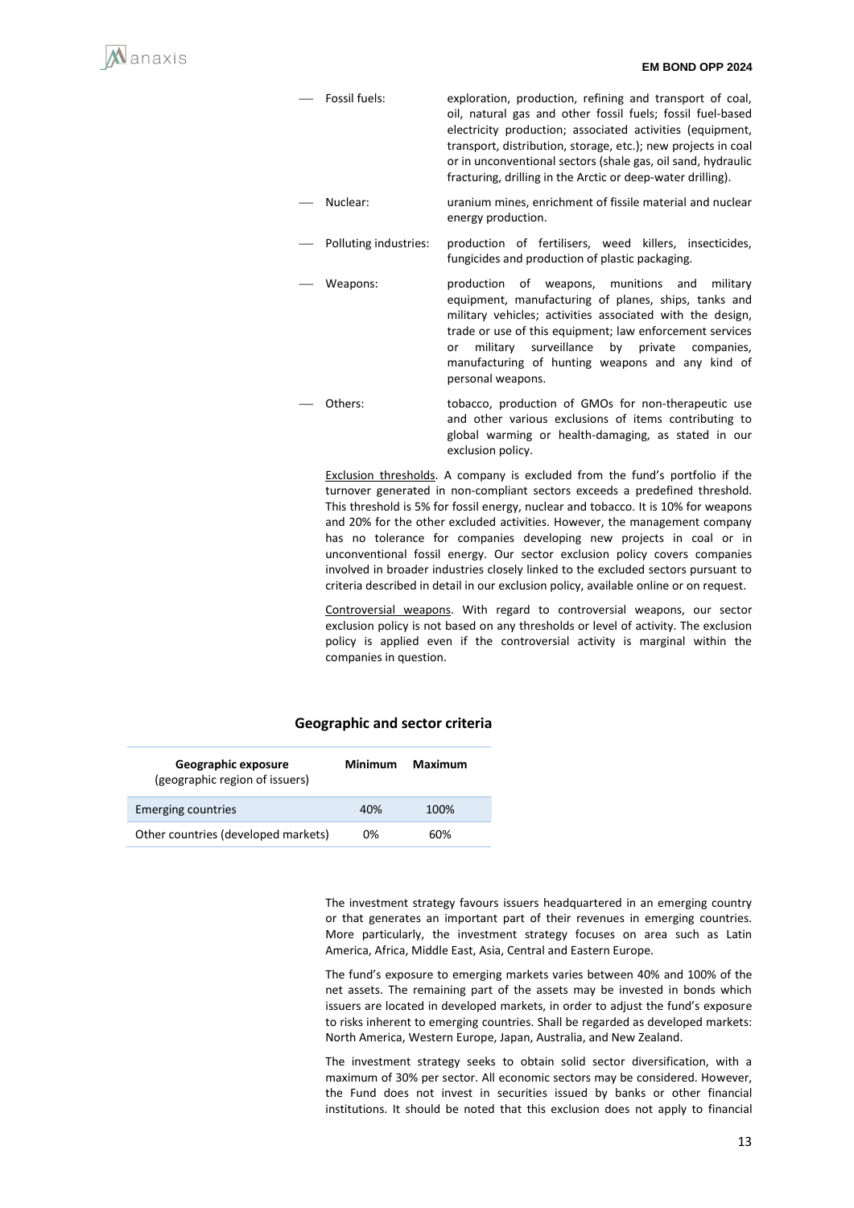- Fossil fuels: exploration, production, refining and transport of coal, oil, natural gas and other fossil fuels; fossil fuel-based electricity production; associated activities (equipment, transport, distribution, storage, etc.); new projects in coal or in unconventional sectors (shale gas, oil sand, hydraulic fracturing, drilling in the Arctic or deep-water drilling).
- Nuclear: uranium mines, enrichment of fissile material and nuclear energy production.
- Polluting industries: production of fertilisers, weed killers, insecticides, fungicides and production of plastic packaging.
- Weapons: production of weapons, munitions and military equipment, manufacturing of planes, ships, tanks and military vehicles; activities associated with the design, trade or use of this equipment; law enforcement services or military surveillance by private companies, manufacturing of hunting weapons and any kind of personal weapons.
- Others: tobacco, production of GMOs for non-therapeutic use and other various exclusions of items contributing to global warming or health-damaging, as stated in our exclusion policy.

Exclusion thresholds. A company is excluded from the fund's portfolio if the turnover generated in non-compliant sectors exceeds a predefined threshold. This threshold is 5% for fossil energy, nuclear and tobacco. It is 10% for weapons and 20% for the other excluded activities. However, the management company has no tolerance for companies developing new projects in coal or in unconventional fossil energy. Our sector exclusion policy covers companies involved in broader industries closely linked to the excluded sectors pursuant to criteria described in detail in our exclusion policy, available online or on request.

Controversial weapons. With regard to controversial weapons, our sector exclusion policy is not based on any thresholds or level of activity. The exclusion policy is applied even if the controversial activity is marginal within the companies in question.

## Geographic and sector criteria

| **Geographic exposure** (geographic region of issuers) | **Minimum** | **Maximum** |
|---|---|---|
| Emerging countries | 40% | 100% |
| Other countries (developed markets) | 0% | 60% |

The investment strategy favours issuers headquartered in an emerging country or that generates an important part of their revenues in emerging countries. More particularly, the investment strategy focuses on area such as Latin America, Africa, Middle East, Asia, Central and Eastern Europe.

The fund's exposure to emerging markets varies between 40% and 100% of the net assets. The remaining part of the assets may be invested in bonds which issuers are located in developed markets, in order to adjust the fund's exposure to risks inherent to emerging countries. Shall be regarded as developed markets: North America, Western Europe, Japan, Australia, and New Zealand.

The investment strategy seeks to obtain solid sector diversification, with a maximum of 30% per sector. All economic sectors may be considered. However, the Fund does not invest in securities issued by banks or other financial institutions. It should be noted that this exclusion does not apply to financial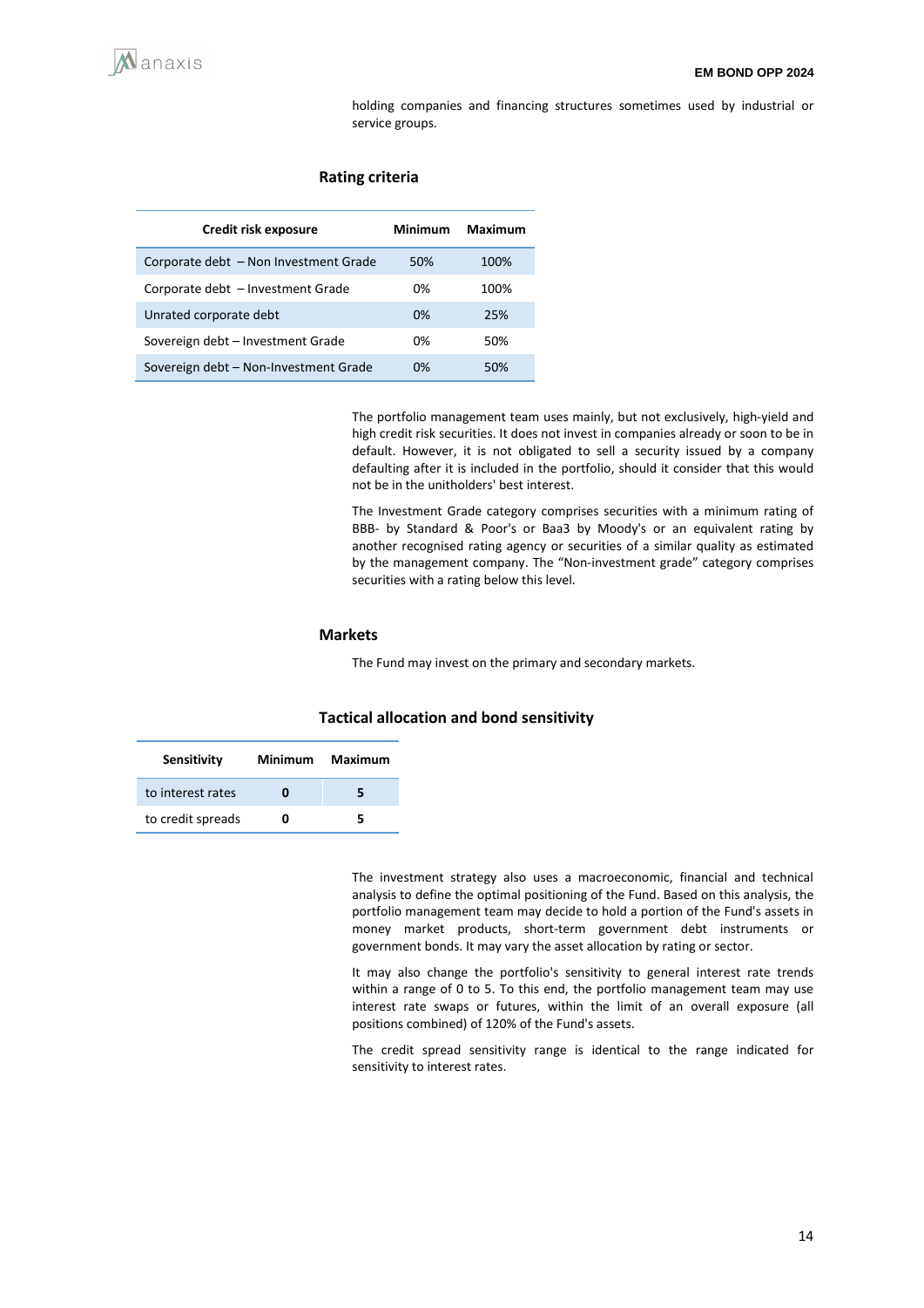holding companies and financing structures sometimes used by industrial or service groups.

### Rating criteria

| Credit risk exposure | Minimum | Maximum |
|---|---|---|
| Corporate debt – Non Investment Grade | 50% | 100% |
| Corporate debt – Investment Grade | 0% | 100% |
| Unrated corporate debt | 0% | 25% |
| Sovereign debt – Investment Grade | 0% | 50% |
| Sovereign debt – Non-Investment Grade | 0% | 50% |

The portfolio management team uses mainly, but not exclusively, high-yield and high credit risk securities. It does not invest in companies already or soon to be in default. However, it is not obligated to sell a security issued by a company defaulting after it is included in the portfolio, should it consider that this would not be in the unitholders' best interest.

The Investment Grade category comprises securities with a minimum rating of BBB- by Standard & Poor's or Baa3 by Moody's or an equivalent rating by another recognised rating agency or securities of a similar quality as estimated by the management company. The "Non-investment grade" category comprises securities with a rating below this level.

### Markets

The Fund may invest on the primary and secondary markets.

### Tactical allocation and bond sensitivity

| Sensitivity | Minimum | Maximum |
|---|---|---|
| to interest rates | **0** | **5** |
| to credit spreads | **0** | **5** |

The investment strategy also uses a macroeconomic, financial and technical analysis to define the optimal positioning of the Fund. Based on this analysis, the portfolio management team may decide to hold a portion of the Fund's assets in money market products, short-term government debt instruments or government bonds. It may vary the asset allocation by rating or sector.

It may also change the portfolio's sensitivity to general interest rate trends within a range of 0 to 5. To this end, the portfolio management team may use interest rate swaps or futures, within the limit of an overall exposure (all positions combined) of 120% of the Fund's assets.

The credit spread sensitivity range is identical to the range indicated for sensitivity to interest rates.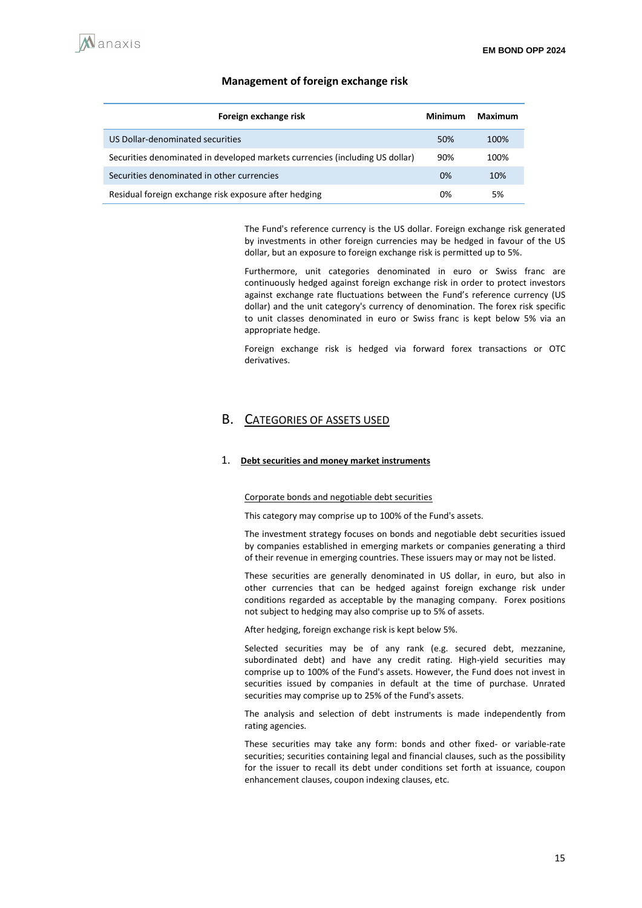### Management of foreign exchange risk

| Foreign exchange risk | Minimum | Maximum |
|---|---|---|
| US Dollar-denominated securities | 50% | 100% |
| Securities denominated in developed markets currencies (including US dollar) | 90% | 100% |
| Securities denominated in other currencies | 0% | 10% |
| Residual foreign exchange risk exposure after hedging | 0% | 5% |

The Fund's reference currency is the US dollar. Foreign exchange risk generated by investments in other foreign currencies may be hedged in favour of the US dollar, but an exposure to foreign exchange risk is permitted up to 5%.

Furthermore, unit categories denominated in euro or Swiss franc are continuously hedged against foreign exchange risk in order to protect investors against exchange rate fluctuations between the Fund's reference currency (US dollar) and the unit category's currency of denomination. The forex risk specific to unit classes denominated in euro or Swiss franc is kept below 5% via an appropriate hedge.

Foreign exchange risk is hedged via forward forex transactions or OTC derivatives.

## B. Categories of assets used

### 1. Debt securities and money market instruments

Corporate bonds and negotiable debt securities

This category may comprise up to 100% of the Fund's assets.

The investment strategy focuses on bonds and negotiable debt securities issued by companies established in emerging markets or companies generating a third of their revenue in emerging countries. These issuers may or may not be listed.

These securities are generally denominated in US dollar, in euro, but also in other currencies that can be hedged against foreign exchange risk under conditions regarded as acceptable by the managing company. Forex positions not subject to hedging may also comprise up to 5% of assets.

After hedging, foreign exchange risk is kept below 5%.

Selected securities may be of any rank (e.g. secured debt, mezzanine, subordinated debt) and have any credit rating. High-yield securities may comprise up to 100% of the Fund's assets. However, the Fund does not invest in securities issued by companies in default at the time of purchase. Unrated securities may comprise up to 25% of the Fund's assets.

The analysis and selection of debt instruments is made independently from rating agencies.

These securities may take any form: bonds and other fixed- or variable-rate securities; securities containing legal and financial clauses, such as the possibility for the issuer to recall its debt under conditions set forth at issuance, coupon enhancement clauses, coupon indexing clauses, etc.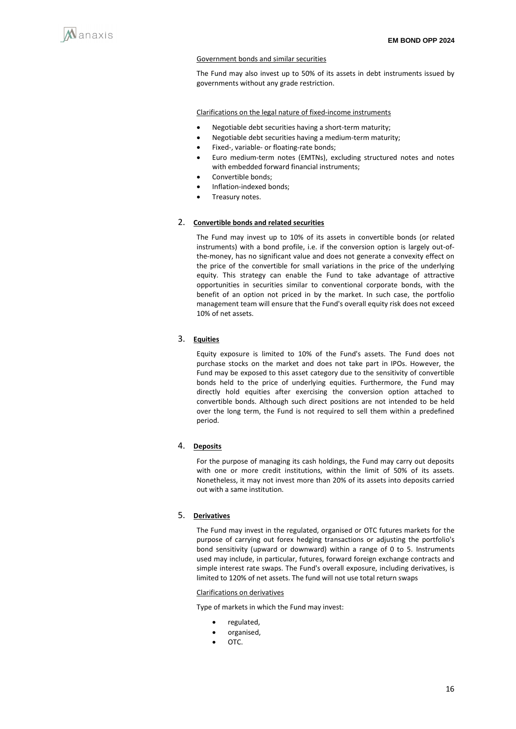Government bonds and similar securities

The Fund may also invest up to 50% of its assets in debt instruments issued by governments without any grade restriction.

Clarifications on the legal nature of fixed-income instruments

- Negotiable debt securities having a short-term maturity;
- Negotiable debt securities having a medium-term maturity;
- Fixed-, variable- or floating-rate bonds;
- Euro medium-term notes (EMTNs), excluding structured notes and notes with embedded forward financial instruments;
- Convertible bonds;
- Inflation-indexed bonds;
- Treasury notes.

## 2. Convertible bonds and related securities

The Fund may invest up to 10% of its assets in convertible bonds (or related instruments) with a bond profile, i.e. if the conversion option is largely out-of-the-money, has no significant value and does not generate a convexity effect on the price of the convertible for small variations in the price of the underlying equity. This strategy can enable the Fund to take advantage of attractive opportunities in securities similar to conventional corporate bonds, with the benefit of an option not priced in by the market. In such case, the portfolio management team will ensure that the Fund's overall equity risk does not exceed 10% of net assets.

## 3. Equities

Equity exposure is limited to 10% of the Fund's assets. The Fund does not purchase stocks on the market and does not take part in IPOs. However, the Fund may be exposed to this asset category due to the sensitivity of convertible bonds held to the price of underlying equities. Furthermore, the Fund may directly hold equities after exercising the conversion option attached to convertible bonds. Although such direct positions are not intended to be held over the long term, the Fund is not required to sell them within a predefined period.

## 4. Deposits

For the purpose of managing its cash holdings, the Fund may carry out deposits with one or more credit institutions, within the limit of 50% of its assets. Nonetheless, it may not invest more than 20% of its assets into deposits carried out with a same institution.

## 5. Derivatives

The Fund may invest in the regulated, organised or OTC futures markets for the purpose of carrying out forex hedging transactions or adjusting the portfolio's bond sensitivity (upward or downward) within a range of 0 to 5. Instruments used may include, in particular, futures, forward foreign exchange contracts and simple interest rate swaps. The Fund's overall exposure, including derivatives, is limited to 120% of net assets. The fund will not use total return swaps

Clarifications on derivatives

Type of markets in which the Fund may invest:

- regulated,
- organised,
- OTC.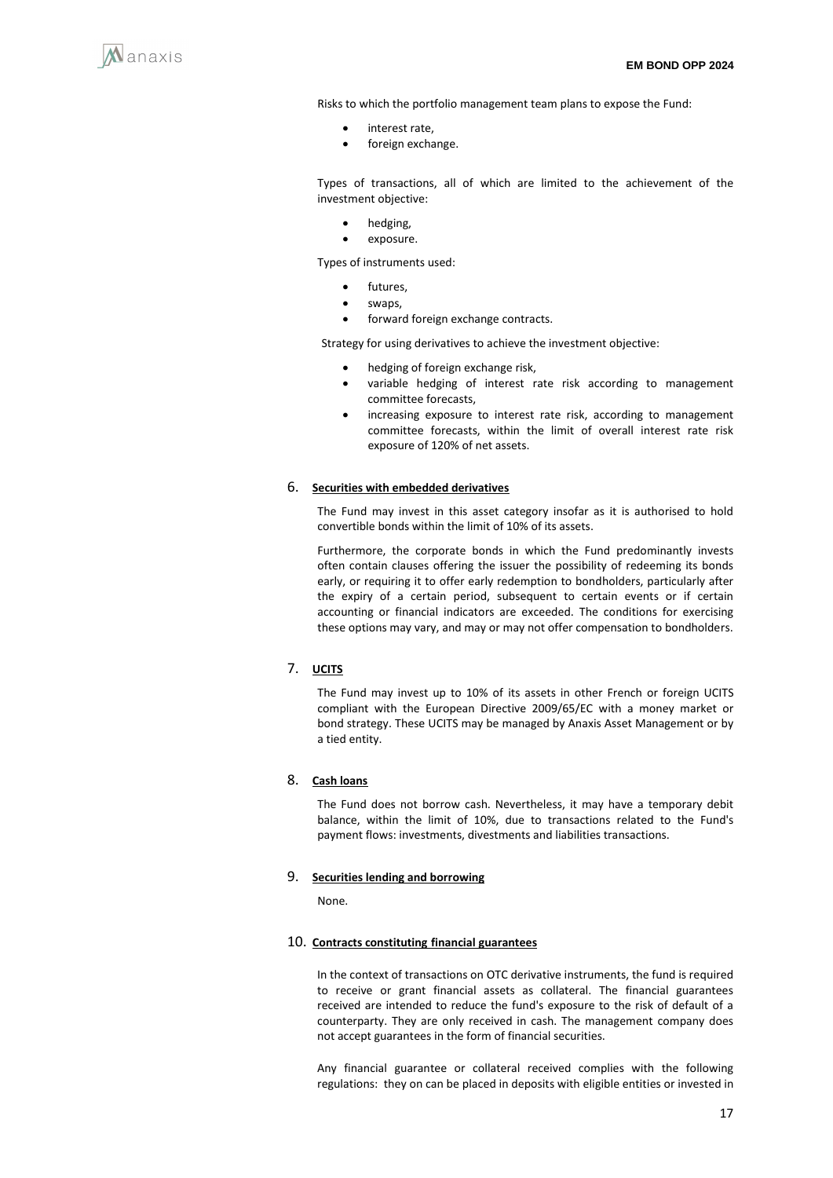Risks to which the portfolio management team plans to expose the Fund:

- interest rate,
- foreign exchange.

Types of transactions, all of which are limited to the achievement of the investment objective:

- hedging,
- exposure.

Types of instruments used:

- futures,
- swaps,
- forward foreign exchange contracts.

Strategy for using derivatives to achieve the investment objective:

- hedging of foreign exchange risk,
- variable hedging of interest rate risk according to management committee forecasts,
- increasing exposure to interest rate risk, according to management committee forecasts, within the limit of overall interest rate risk exposure of 120% of net assets.

## 6. Securities with embedded derivatives

The Fund may invest in this asset category insofar as it is authorised to hold convertible bonds within the limit of 10% of its assets.

Furthermore, the corporate bonds in which the Fund predominantly invests often contain clauses offering the issuer the possibility of redeeming its bonds early, or requiring it to offer early redemption to bondholders, particularly after the expiry of a certain period, subsequent to certain events or if certain accounting or financial indicators are exceeded. The conditions for exercising these options may vary, and may or may not offer compensation to bondholders.

## 7. UCITS

The Fund may invest up to 10% of its assets in other French or foreign UCITS compliant with the European Directive 2009/65/EC with a money market or bond strategy. These UCITS may be managed by Anaxis Asset Management or by a tied entity.

## 8. Cash loans

The Fund does not borrow cash. Nevertheless, it may have a temporary debit balance, within the limit of 10%, due to transactions related to the Fund's payment flows: investments, divestments and liabilities transactions.

## 9. Securities lending and borrowing

None.

## 10. Contracts constituting financial guarantees

In the context of transactions on OTC derivative instruments, the fund is required to receive or grant financial assets as collateral. The financial guarantees received are intended to reduce the fund's exposure to the risk of default of a counterparty. They are only received in cash. The management company does not accept guarantees in the form of financial securities.

Any financial guarantee or collateral received complies with the following regulations: they on can be placed in deposits with eligible entities or invested in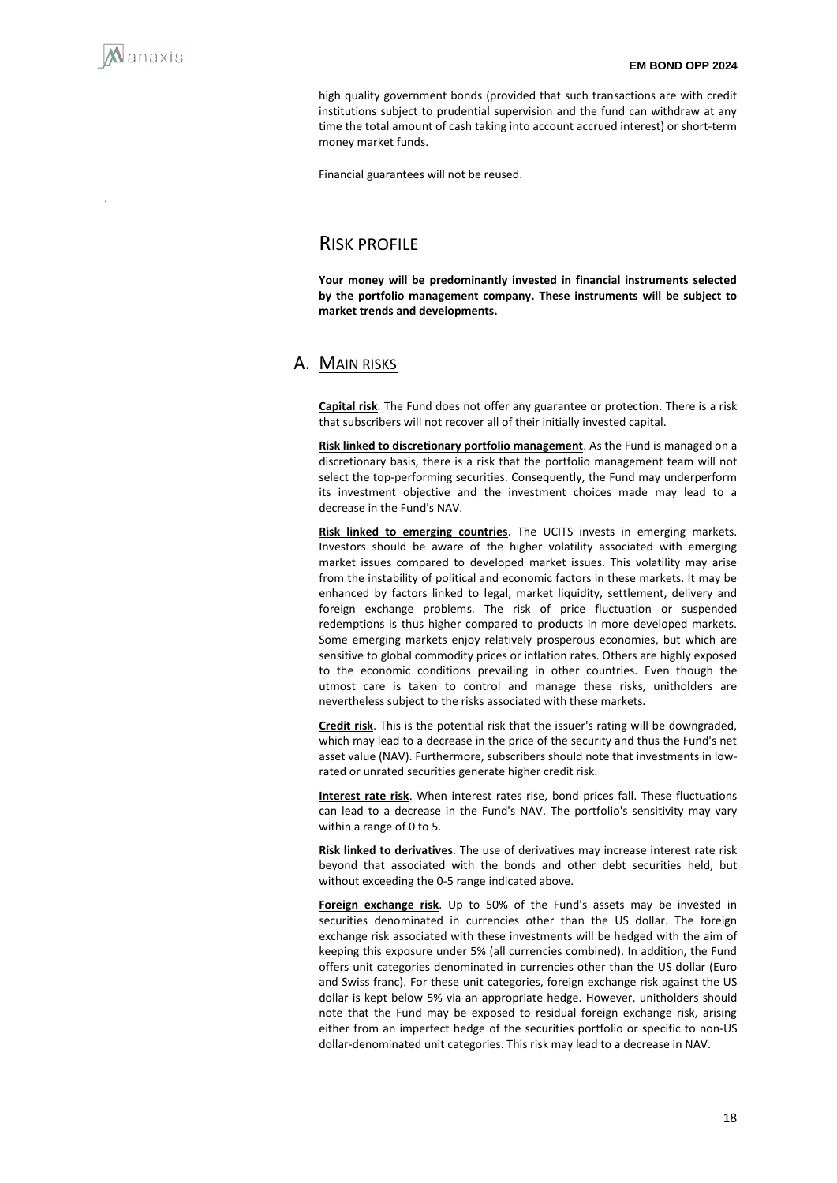high quality government bonds (provided that such transactions are with credit institutions subject to prudential supervision and the fund can withdraw at any time the total amount of cash taking into account accrued interest) or short-term money market funds.

Financial guarantees will not be reused.

# RISK PROFILE

**Your money will be predominantly invested in financial instruments selected by the portfolio management company. These instruments will be subject to market trends and developments.**

## A. MAIN RISKS

**Capital risk**. The Fund does not offer any guarantee or protection. There is a risk that subscribers will not recover all of their initially invested capital.

**Risk linked to discretionary portfolio management**. As the Fund is managed on a discretionary basis, there is a risk that the portfolio management team will not select the top-performing securities. Consequently, the Fund may underperform its investment objective and the investment choices made may lead to a decrease in the Fund's NAV.

**Risk linked to emerging countries**. The UCITS invests in emerging markets. Investors should be aware of the higher volatility associated with emerging market issues compared to developed market issues. This volatility may arise from the instability of political and economic factors in these markets. It may be enhanced by factors linked to legal, market liquidity, settlement, delivery and foreign exchange problems. The risk of price fluctuation or suspended redemptions is thus higher compared to products in more developed markets. Some emerging markets enjoy relatively prosperous economies, but which are sensitive to global commodity prices or inflation rates. Others are highly exposed to the economic conditions prevailing in other countries. Even though the utmost care is taken to control and manage these risks, unitholders are nevertheless subject to the risks associated with these markets.

**Credit risk**. This is the potential risk that the issuer's rating will be downgraded, which may lead to a decrease in the price of the security and thus the Fund's net asset value (NAV). Furthermore, subscribers should note that investments in low-rated or unrated securities generate higher credit risk.

**Interest rate risk**. When interest rates rise, bond prices fall. These fluctuations can lead to a decrease in the Fund's NAV. The portfolio's sensitivity may vary within a range of 0 to 5.

**Risk linked to derivatives**. The use of derivatives may increase interest rate risk beyond that associated with the bonds and other debt securities held, but without exceeding the 0-5 range indicated above.

**Foreign exchange risk**. Up to 50% of the Fund's assets may be invested in securities denominated in currencies other than the US dollar. The foreign exchange risk associated with these investments will be hedged with the aim of keeping this exposure under 5% (all currencies combined). In addition, the Fund offers unit categories denominated in currencies other than the US dollar (Euro and Swiss franc). For these unit categories, foreign exchange risk against the US dollar is kept below 5% via an appropriate hedge. However, unitholders should note that the Fund may be exposed to residual foreign exchange risk, arising either from an imperfect hedge of the securities portfolio or specific to non-US dollar-denominated unit categories. This risk may lead to a decrease in NAV.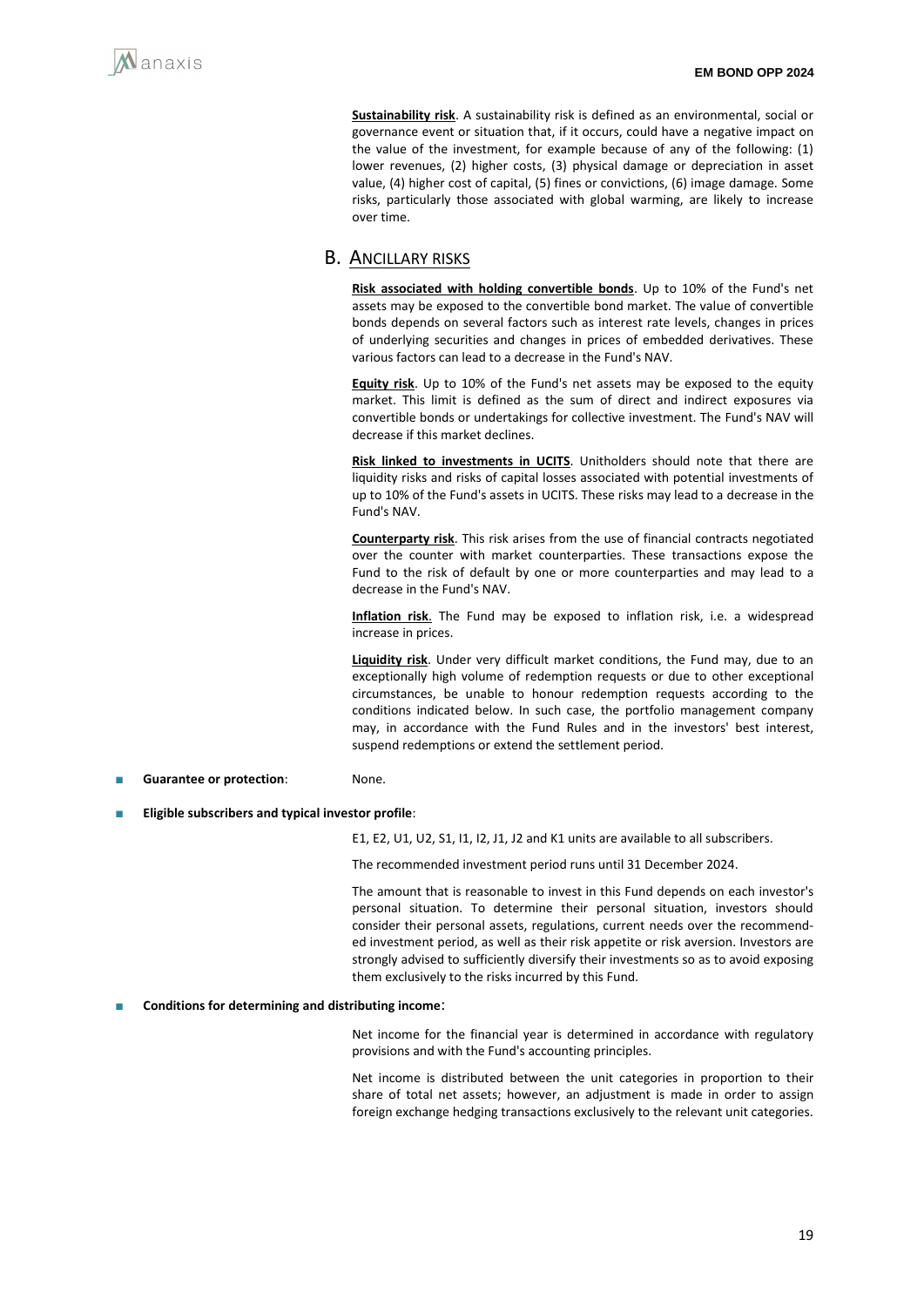**Sustainability risk**. A sustainability risk is defined as an environmental, social or governance event or situation that, if it occurs, could have a negative impact on the value of the investment, for example because of any of the following: (1) lower revenues, (2) higher costs, (3) physical damage or depreciation in asset value, (4) higher cost of capital, (5) fines or convictions, (6) image damage. Some risks, particularly those associated with global warming, are likely to increase over time.

## B. Ancillary risks

**Risk associated with holding convertible bonds**. Up to 10% of the Fund's net assets may be exposed to the convertible bond market. The value of convertible bonds depends on several factors such as interest rate levels, changes in prices of underlying securities and changes in prices of embedded derivatives. These various factors can lead to a decrease in the Fund's NAV.

**Equity risk**. Up to 10% of the Fund's net assets may be exposed to the equity market. This limit is defined as the sum of direct and indirect exposures via convertible bonds or undertakings for collective investment. The Fund's NAV will decrease if this market declines.

**Risk linked to investments in UCITS**. Unitholders should note that there are liquidity risks and risks of capital losses associated with potential investments of up to 10% of the Fund's assets in UCITS. These risks may lead to a decrease in the Fund's NAV.

**Counterparty risk**. This risk arises from the use of financial contracts negotiated over the counter with market counterparties. These transactions expose the Fund to the risk of default by one or more counterparties and may lead to a decrease in the Fund's NAV.

**Inflation risk**. The Fund may be exposed to inflation risk, i.e. a widespread increase in prices.

**Liquidity risk**. Under very difficult market conditions, the Fund may, due to an exceptionally high volume of redemption requests or due to other exceptional circumstances, be unable to honour redemption requests according to the conditions indicated below. In such case, the portfolio management company may, in accordance with the Fund Rules and in the investors' best interest, suspend redemptions or extend the settlement period.

- **Guarantee or protection**: None.

- **Eligible subscribers and typical investor profile**:

E1, E2, U1, U2, S1, I1, I2, J1, J2 and K1 units are available to all subscribers.

The recommended investment period runs until 31 December 2024.

The amount that is reasonable to invest in this Fund depends on each investor's personal situation. To determine their personal situation, investors should consider their personal assets, regulations, current needs over the recommended investment period, as well as their risk appetite or risk aversion. Investors are strongly advised to sufficiently diversify their investments so as to avoid exposing them exclusively to the risks incurred by this Fund.

- **Conditions for determining and distributing income**:

Net income for the financial year is determined in accordance with regulatory provisions and with the Fund's accounting principles.

Net income is distributed between the unit categories in proportion to their share of total net assets; however, an adjustment is made in order to assign foreign exchange hedging transactions exclusively to the relevant unit categories.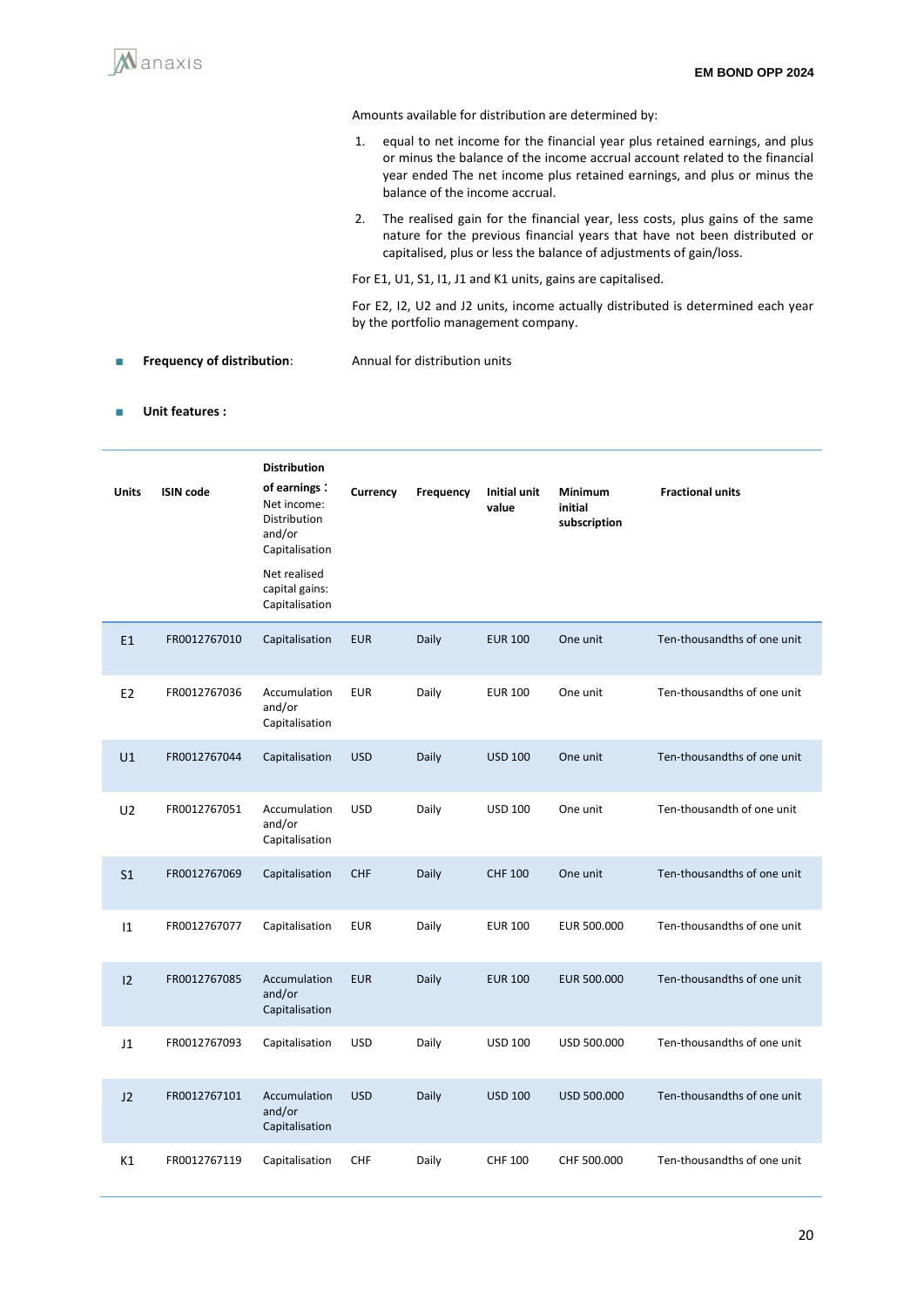Amounts available for distribution are determined by:

1. equal to net income for the financial year plus retained earnings, and plus or minus the balance of the income accrual account related to the financial year ended The net income plus retained earnings, and plus or minus the balance of the income accrual.
2. The realised gain for the financial year, less costs, plus gains of the same nature for the previous financial years that have not been distributed or capitalised, plus or less the balance of adjustments of gain/loss.

For E1, U1, S1, I1, J1 and K1 units, gains are capitalised.

For E2, I2, U2 and J2 units, income actually distributed is determined each year by the portfolio management company.

- **Frequency of distribution**: Annual for distribution units

- **Unit features :**

| Units | ISIN code | **Distribution of earnings :** Net income: Distribution and/or Capitalisation<br><br>Net realised capital gains: Capitalisation | Currency | Frequency | Initial unit value | Minimum initial subscription | Fractional units |
|---|---|---|---|---|---|---|---|
| E1 | FR0012767010 | Capitalisation | EUR | Daily | EUR 100 | One unit | Ten-thousandths of one unit |
| E2 | FR0012767036 | Accumulation and/or Capitalisation | EUR | Daily | EUR 100 | One unit | Ten-thousandths of one unit |
| U1 | FR0012767044 | Capitalisation | USD | Daily | USD 100 | One unit | Ten-thousandths of one unit |
| U2 | FR0012767051 | Accumulation and/or Capitalisation | USD | Daily | USD 100 | One unit | Ten-thousandth of one unit |
| S1 | FR0012767069 | Capitalisation | CHF | Daily | CHF 100 | One unit | Ten-thousandths of one unit |
| I1 | FR0012767077 | Capitalisation | EUR | Daily | EUR 100 | EUR 500.000 | Ten-thousandths of one unit |
| I2 | FR0012767085 | Accumulation and/or Capitalisation | EUR | Daily | EUR 100 | EUR 500.000 | Ten-thousandths of one unit |
| J1 | FR0012767093 | Capitalisation | USD | Daily | USD 100 | USD 500.000 | Ten-thousandths of one unit |
| J2 | FR0012767101 | Accumulation and/or Capitalisation | USD | Daily | USD 100 | USD 500.000 | Ten-thousandths of one unit |
| K1 | FR0012767119 | Capitalisation | CHF | Daily | CHF 100 | CHF 500.000 | Ten-thousandths of one unit |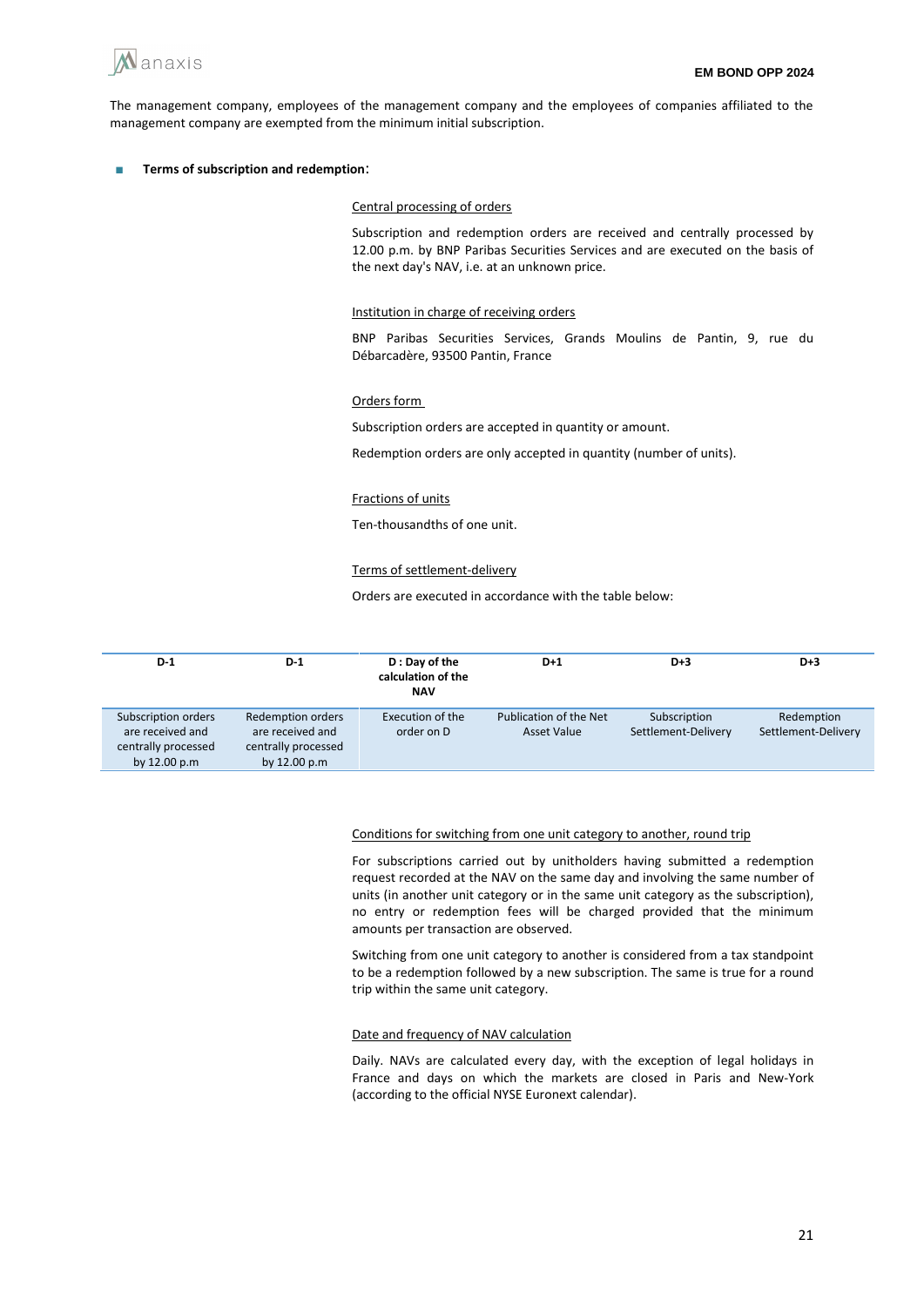The management company, employees of the management company and the employees of companies affiliated to the management company are exempted from the minimum initial subscription.

- **Terms of subscription and redemption**:

Central processing of orders

Subscription and redemption orders are received and centrally processed by 12.00 p.m. by BNP Paribas Securities Services and are executed on the basis of the next day's NAV, i.e. at an unknown price.

Institution in charge of receiving orders

BNP Paribas Securities Services, Grands Moulins de Pantin, 9, rue du Débarcadère, 93500 Pantin, France

Orders form

Subscription orders are accepted in quantity or amount.

Redemption orders are only accepted in quantity (number of units).

Fractions of units

Ten-thousandths of one unit.

Terms of settlement-delivery

Orders are executed in accordance with the table below:

| D-1 | D-1 | D : Day of the calculation of the NAV | D+1 | D+3 | D+3 |
|---|---|---|---|---|---|
| Subscription orders are received and centrally processed by 12.00 p.m | Redemption orders are received and centrally processed by 12.00 p.m | Execution of the order on D | Publication of the Net Asset Value | Subscription Settlement-Delivery | Redemption Settlement-Delivery |

Conditions for switching from one unit category to another, round trip

For subscriptions carried out by unitholders having submitted a redemption request recorded at the NAV on the same day and involving the same number of units (in another unit category or in the same unit category as the subscription), no entry or redemption fees will be charged provided that the minimum amounts per transaction are observed.

Switching from one unit category to another is considered from a tax standpoint to be a redemption followed by a new subscription. The same is true for a round trip within the same unit category.

Date and frequency of NAV calculation

Daily. NAVs are calculated every day, with the exception of legal holidays in France and days on which the markets are closed in Paris and New-York (according to the official NYSE Euronext calendar).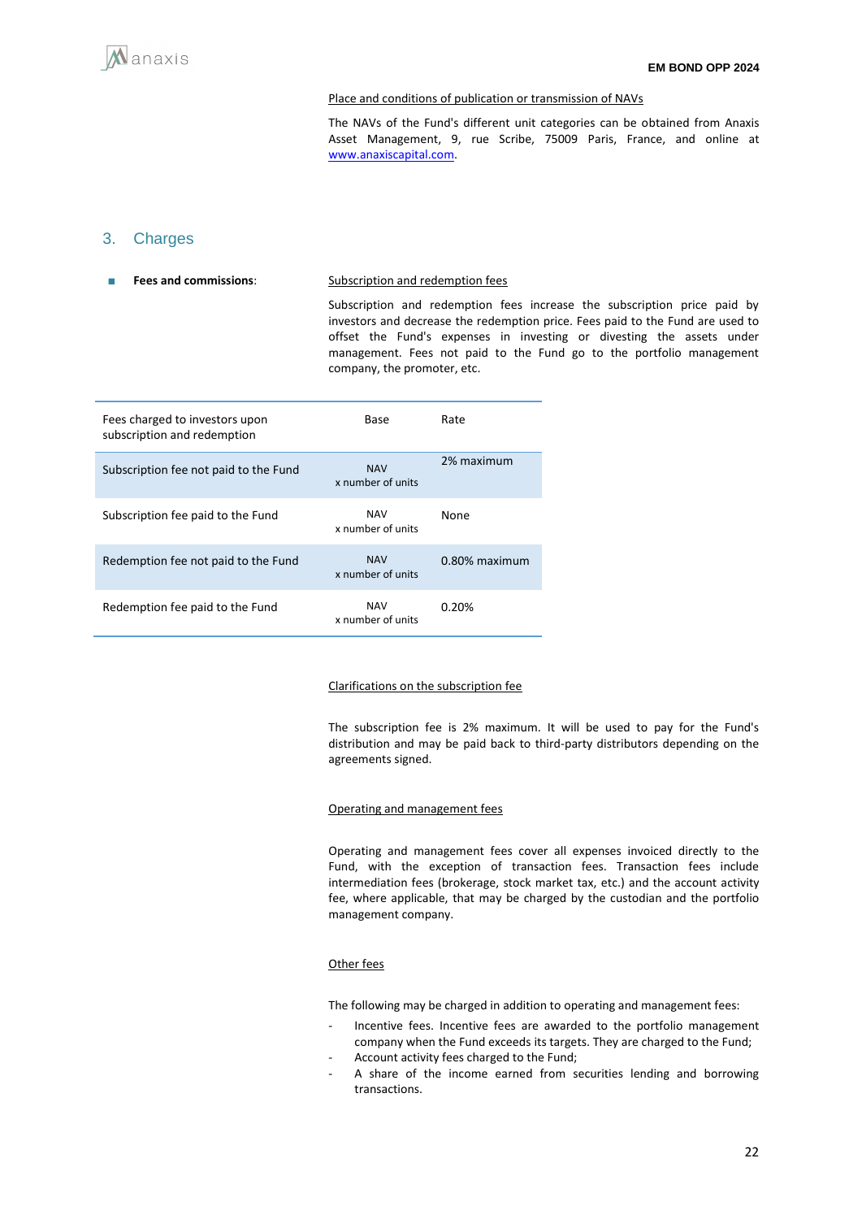Place and conditions of publication or transmission of NAVs

The NAVs of the Fund's different unit categories can be obtained from Anaxis Asset Management, 9, rue Scribe, 75009 Paris, France, and online at www.anaxiscapital.com.

## 3. Charges

- **Fees and commissions**:

Subscription and redemption fees

Subscription and redemption fees increase the subscription price paid by investors and decrease the redemption price. Fees paid to the Fund are used to offset the Fund's expenses in investing or divesting the assets under management. Fees not paid to the Fund go to the portfolio management company, the promoter, etc.

| Fees charged to investors upon subscription and redemption | Base | Rate |
|---|---|---|
| Subscription fee not paid to the Fund | NAV x number of units | 2% maximum |
| Subscription fee paid to the Fund | NAV x number of units | None |
| Redemption fee not paid to the Fund | NAV x number of units | 0.80% maximum |
| Redemption fee paid to the Fund | NAV x number of units | 0.20% |

Clarifications on the subscription fee

The subscription fee is 2% maximum. It will be used to pay for the Fund's distribution and may be paid back to third-party distributors depending on the agreements signed.

Operating and management fees

Operating and management fees cover all expenses invoiced directly to the Fund, with the exception of transaction fees. Transaction fees include intermediation fees (brokerage, stock market tax, etc.) and the account activity fee, where applicable, that may be charged by the custodian and the portfolio management company.

Other fees

The following may be charged in addition to operating and management fees:

- Incentive fees. Incentive fees are awarded to the portfolio management company when the Fund exceeds its targets. They are charged to the Fund;
- Account activity fees charged to the Fund;
- A share of the income earned from securities lending and borrowing transactions.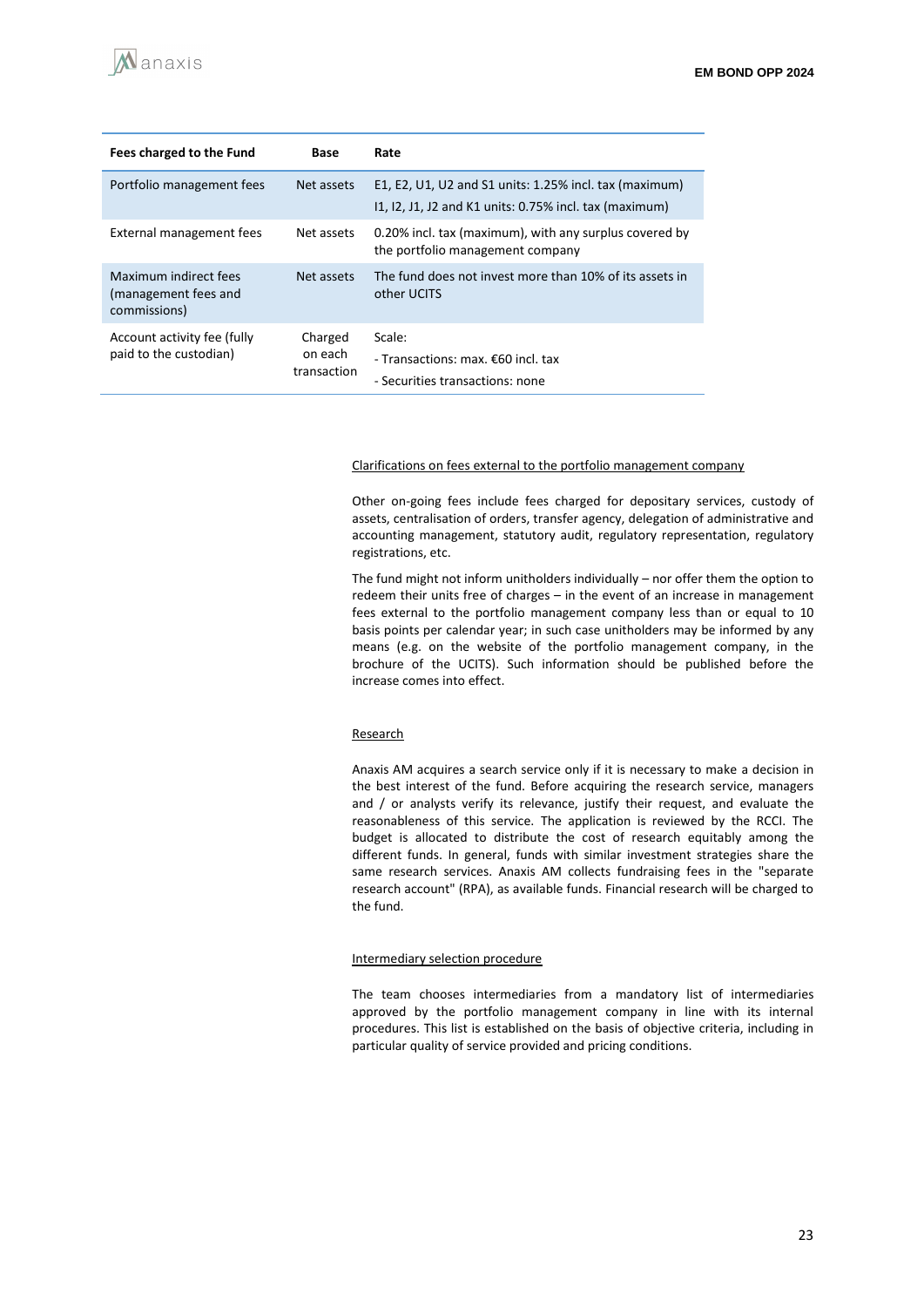| Fees charged to the Fund | Base | Rate |
|---|---|---|
| Portfolio management fees | Net assets | E1, E2, U1, U2 and S1 units: 1.25% incl. tax (maximum)<br>I1, I2, J1, J2 and K1 units: 0.75% incl. tax (maximum) |
| External management fees | Net assets | 0.20% incl. tax (maximum), with any surplus covered by the portfolio management company |
| Maximum indirect fees (management fees and commissions) | Net assets | The fund does not invest more than 10% of its assets in other UCITS |
| Account activity fee (fully paid to the custodian) | Charged on each transaction | Scale:<br>- Transactions: max. €60 incl. tax<br>- Securities transactions: none |

Clarifications on fees external to the portfolio management company

Other on-going fees include fees charged for depositary services, custody of assets, centralisation of orders, transfer agency, delegation of administrative and accounting management, statutory audit, regulatory representation, regulatory registrations, etc.

The fund might not inform unitholders individually – nor offer them the option to redeem their units free of charges – in the event of an increase in management fees external to the portfolio management company less than or equal to 10 basis points per calendar year; in such case unitholders may be informed by any means (e.g. on the website of the portfolio management company, in the brochure of the UCITS). Such information should be published before the increase comes into effect.

Research

Anaxis AM acquires a search service only if it is necessary to make a decision in the best interest of the fund. Before acquiring the research service, managers and / or analysts verify its relevance, justify their request, and evaluate the reasonableness of this service. The application is reviewed by the RCCI. The budget is allocated to distribute the cost of research equitably among the different funds. In general, funds with similar investment strategies share the same research services. Anaxis AM collects fundraising fees in the "separate research account" (RPA), as available funds. Financial research will be charged to the fund.

Intermediary selection procedure

The team chooses intermediaries from a mandatory list of intermediaries approved by the portfolio management company in line with its internal procedures. This list is established on the basis of objective criteria, including in particular quality of service provided and pricing conditions.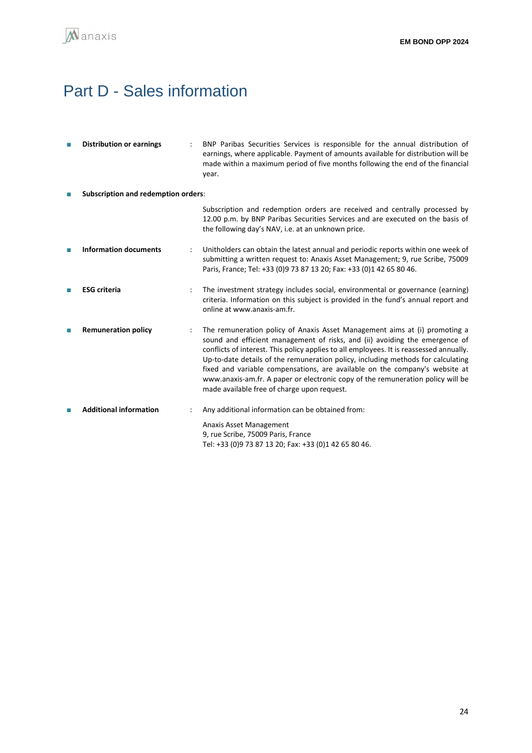# Part D - Sales information

- **Distribution or earnings** : BNP Paribas Securities Services is responsible for the annual distribution of earnings, where applicable. Payment of amounts available for distribution will be made within a maximum period of five months following the end of the financial year.

- **Subscription and redemption orders**:

  Subscription and redemption orders are received and centrally processed by 12.00 p.m. by BNP Paribas Securities Services and are executed on the basis of the following day's NAV, i.e. at an unknown price.

- **Information documents** : Unitholders can obtain the latest annual and periodic reports within one week of submitting a written request to: Anaxis Asset Management; 9, rue Scribe, 75009 Paris, France; Tel: +33 (0)9 73 87 13 20; Fax: +33 (0)1 42 65 80 46.

- **ESG criteria** : The investment strategy includes social, environmental or governance (earning) criteria. Information on this subject is provided in the fund's annual report and online at www.anaxis-am.fr.

- **Remuneration policy** : The remuneration policy of Anaxis Asset Management aims at (i) promoting a sound and efficient management of risks, and (ii) avoiding the emergence of conflicts of interest. This policy applies to all employees. It is reassessed annually. Up-to-date details of the remuneration policy, including methods for calculating fixed and variable compensations, are available on the company's website at www.anaxis-am.fr. A paper or electronic copy of the remuneration policy will be made available free of charge upon request.

- **Additional information** : Any additional information can be obtained from:

  Anaxis Asset Management
  9, rue Scribe, 75009 Paris, France
  Tel: +33 (0)9 73 87 13 20; Fax: +33 (0)1 42 65 80 46.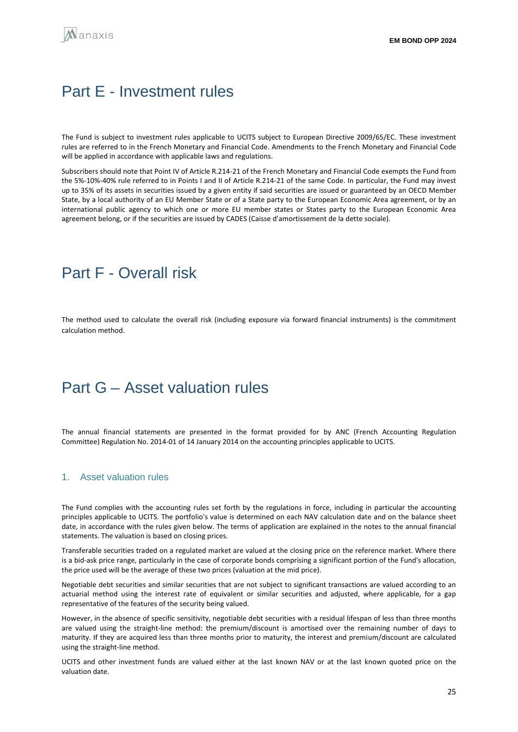# Part E - Investment rules

The Fund is subject to investment rules applicable to UCITS subject to European Directive 2009/65/EC. These investment rules are referred to in the French Monetary and Financial Code. Amendments to the French Monetary and Financial Code will be applied in accordance with applicable laws and regulations.

Subscribers should note that Point IV of Article R.214-21 of the French Monetary and Financial Code exempts the Fund from the 5%-10%-40% rule referred to in Points I and II of Article R.214-21 of the same Code. In particular, the Fund may invest up to 35% of its assets in securities issued by a given entity if said securities are issued or guaranteed by an OECD Member State, by a local authority of an EU Member State or of a State party to the European Economic Area agreement, or by an international public agency to which one or more EU member states or States party to the European Economic Area agreement belong, or if the securities are issued by CADES (Caisse d'amortissement de la dette sociale).

# Part F - Overall risk

The method used to calculate the overall risk (including exposure via forward financial instruments) is the commitment calculation method.

# Part G – Asset valuation rules

The annual financial statements are presented in the format provided for by ANC (French Accounting Regulation Committee) Regulation No. 2014-01 of 14 January 2014 on the accounting principles applicable to UCITS.

## 1. Asset valuation rules

The Fund complies with the accounting rules set forth by the regulations in force, including in particular the accounting principles applicable to UCITS. The portfolio's value is determined on each NAV calculation date and on the balance sheet date, in accordance with the rules given below. The terms of application are explained in the notes to the annual financial statements. The valuation is based on closing prices.

Transferable securities traded on a regulated market are valued at the closing price on the reference market. Where there is a bid-ask price range, particularly in the case of corporate bonds comprising a significant portion of the Fund's allocation, the price used will be the average of these two prices (valuation at the mid price).

Negotiable debt securities and similar securities that are not subject to significant transactions are valued according to an actuarial method using the interest rate of equivalent or similar securities and adjusted, where applicable, for a gap representative of the features of the security being valued.

However, in the absence of specific sensitivity, negotiable debt securities with a residual lifespan of less than three months are valued using the straight-line method: the premium/discount is amortised over the remaining number of days to maturity. If they are acquired less than three months prior to maturity, the interest and premium/discount are calculated using the straight-line method.

UCITS and other investment funds are valued either at the last known NAV or at the last known quoted price on the valuation date.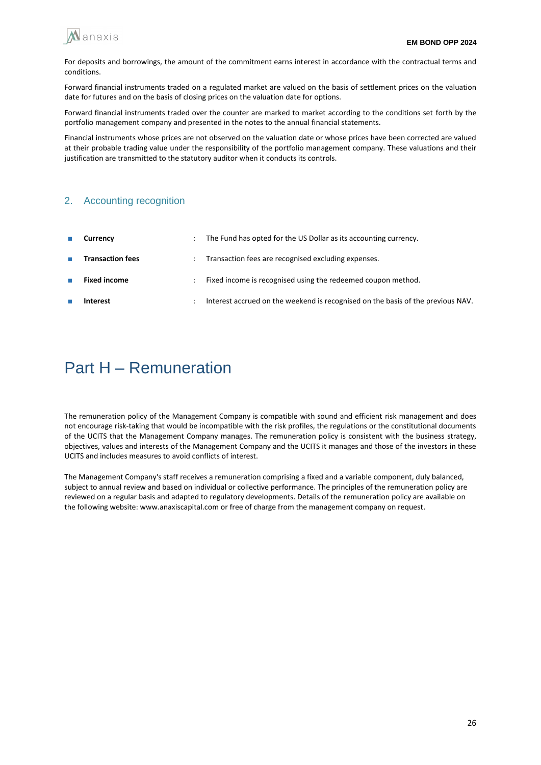For deposits and borrowings, the amount of the commitment earns interest in accordance with the contractual terms and conditions.

Forward financial instruments traded on a regulated market are valued on the basis of settlement prices on the valuation date for futures and on the basis of closing prices on the valuation date for options.

Forward financial instruments traded over the counter are marked to market according to the conditions set forth by the portfolio management company and presented in the notes to the annual financial statements.

Financial instruments whose prices are not observed on the valuation date or whose prices have been corrected are valued at their probable trading value under the responsibility of the portfolio management company. These valuations and their justification are transmitted to the statutory auditor when it conducts its controls.

## 2. Accounting recognition

- **Currency** : The Fund has opted for the US Dollar as its accounting currency.
- **Transaction fees** : Transaction fees are recognised excluding expenses.
- **Fixed income** : Fixed income is recognised using the redeemed coupon method.
- **Interest** : Interest accrued on the weekend is recognised on the basis of the previous NAV.

# Part H – Remuneration

The remuneration policy of the Management Company is compatible with sound and efficient risk management and does not encourage risk-taking that would be incompatible with the risk profiles, the regulations or the constitutional documents of the UCITS that the Management Company manages. The remuneration policy is consistent with the business strategy, objectives, values and interests of the Management Company and the UCITS it manages and those of the investors in these UCITS and includes measures to avoid conflicts of interest.

The Management Company's staff receives a remuneration comprising a fixed and a variable component, duly balanced, subject to annual review and based on individual or collective performance. The principles of the remuneration policy are reviewed on a regular basis and adapted to regulatory developments. Details of the remuneration policy are available on the following website: www.anaxiscapital.com or free of charge from the management company on request.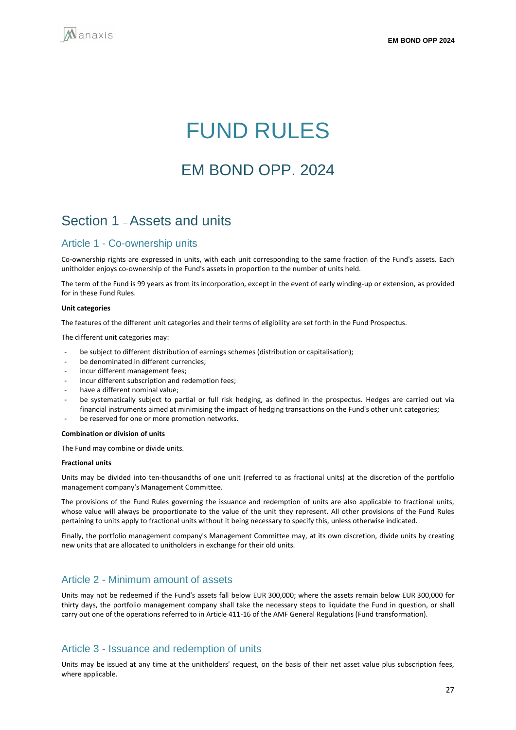# FUND RULES

## EM BOND OPP. 2024

## Section 1 – Assets and units

### Article 1 - Co-ownership units

Co-ownership rights are expressed in units, with each unit corresponding to the same fraction of the Fund's assets. Each unitholder enjoys co-ownership of the Fund's assets in proportion to the number of units held.

The term of the Fund is 99 years as from its incorporation, except in the event of early winding-up or extension, as provided for in these Fund Rules.

**Unit categories**

The features of the different unit categories and their terms of eligibility are set forth in the Fund Prospectus.

The different unit categories may:

- be subject to different distribution of earnings schemes (distribution or capitalisation);
- be denominated in different currencies;
- incur different management fees;
- incur different subscription and redemption fees;
- have a different nominal value;
- be systematically subject to partial or full risk hedging, as defined in the prospectus. Hedges are carried out via financial instruments aimed at minimising the impact of hedging transactions on the Fund's other unit categories;
- be reserved for one or more promotion networks.

**Combination or division of units**

The Fund may combine or divide units.

**Fractional units**

Units may be divided into ten-thousandths of one unit (referred to as fractional units) at the discretion of the portfolio management company's Management Committee.

The provisions of the Fund Rules governing the issuance and redemption of units are also applicable to fractional units, whose value will always be proportionate to the value of the unit they represent. All other provisions of the Fund Rules pertaining to units apply to fractional units without it being necessary to specify this, unless otherwise indicated.

Finally, the portfolio management company's Management Committee may, at its own discretion, divide units by creating new units that are allocated to unitholders in exchange for their old units.

### Article 2 - Minimum amount of assets

Units may not be redeemed if the Fund's assets fall below EUR 300,000; where the assets remain below EUR 300,000 for thirty days, the portfolio management company shall take the necessary steps to liquidate the Fund in question, or shall carry out one of the operations referred to in Article 411-16 of the AMF General Regulations (Fund transformation).

### Article 3 - Issuance and redemption of units

Units may be issued at any time at the unitholders' request, on the basis of their net asset value plus subscription fees, where applicable.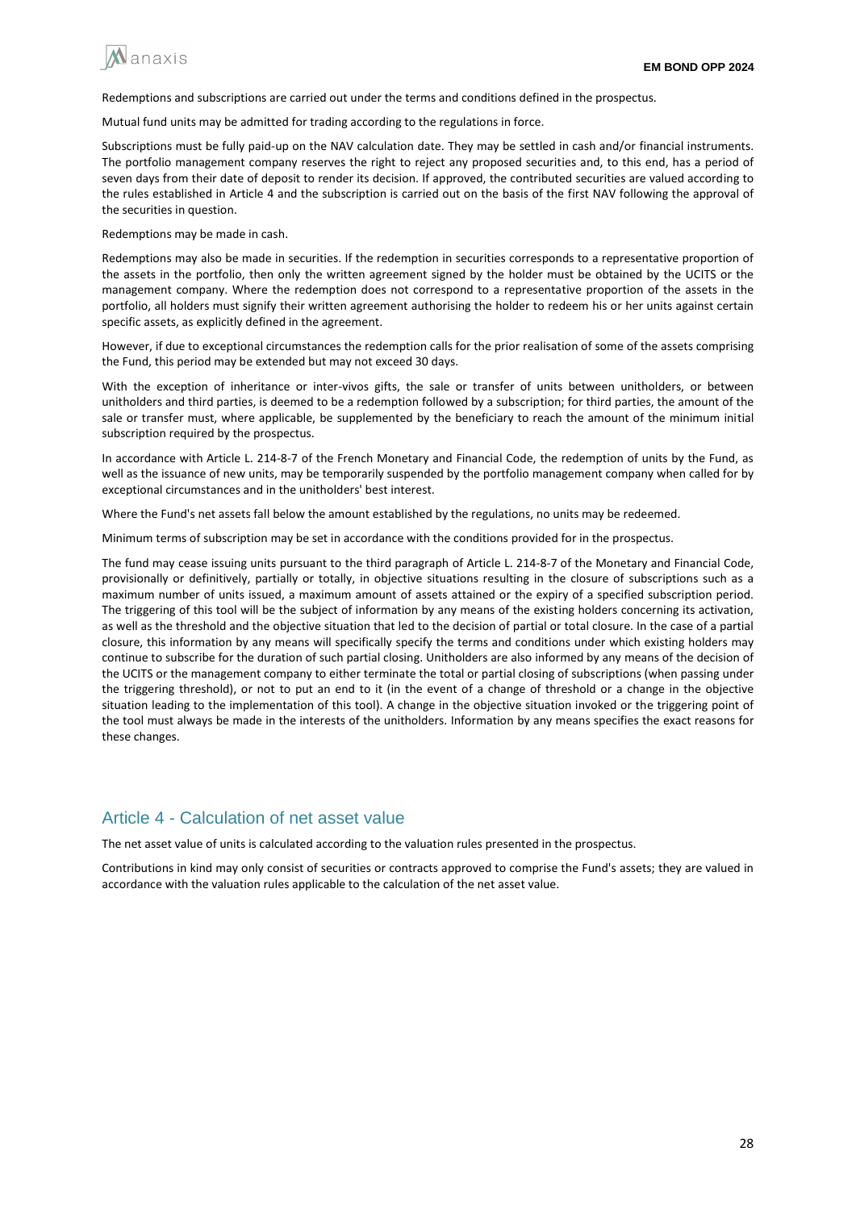Redemptions and subscriptions are carried out under the terms and conditions defined in the prospectus.

Mutual fund units may be admitted for trading according to the regulations in force.

Subscriptions must be fully paid-up on the NAV calculation date. They may be settled in cash and/or financial instruments. The portfolio management company reserves the right to reject any proposed securities and, to this end, has a period of seven days from their date of deposit to render its decision. If approved, the contributed securities are valued according to the rules established in Article 4 and the subscription is carried out on the basis of the first NAV following the approval of the securities in question.

Redemptions may be made in cash.

Redemptions may also be made in securities. If the redemption in securities corresponds to a representative proportion of the assets in the portfolio, then only the written agreement signed by the holder must be obtained by the UCITS or the management company. Where the redemption does not correspond to a representative proportion of the assets in the portfolio, all holders must signify their written agreement authorising the holder to redeem his or her units against certain specific assets, as explicitly defined in the agreement.

However, if due to exceptional circumstances the redemption calls for the prior realisation of some of the assets comprising the Fund, this period may be extended but may not exceed 30 days.

With the exception of inheritance or inter-vivos gifts, the sale or transfer of units between unitholders, or between unitholders and third parties, is deemed to be a redemption followed by a subscription; for third parties, the amount of the sale or transfer must, where applicable, be supplemented by the beneficiary to reach the amount of the minimum initial subscription required by the prospectus.

In accordance with Article L. 214-8-7 of the French Monetary and Financial Code, the redemption of units by the Fund, as well as the issuance of new units, may be temporarily suspended by the portfolio management company when called for by exceptional circumstances and in the unitholders' best interest.

Where the Fund's net assets fall below the amount established by the regulations, no units may be redeemed.

Minimum terms of subscription may be set in accordance with the conditions provided for in the prospectus.

The fund may cease issuing units pursuant to the third paragraph of Article L. 214-8-7 of the Monetary and Financial Code, provisionally or definitively, partially or totally, in objective situations resulting in the closure of subscriptions such as a maximum number of units issued, a maximum amount of assets attained or the expiry of a specified subscription period. The triggering of this tool will be the subject of information by any means of the existing holders concerning its activation, as well as the threshold and the objective situation that led to the decision of partial or total closure. In the case of a partial closure, this information by any means will specifically specify the terms and conditions under which existing holders may continue to subscribe for the duration of such partial closing. Unitholders are also informed by any means of the decision of the UCITS or the management company to either terminate the total or partial closing of subscriptions (when passing under the triggering threshold), or not to put an end to it (in the event of a change of threshold or a change in the objective situation leading to the implementation of this tool). A change in the objective situation invoked or the triggering point of the tool must always be made in the interests of the unitholders. Information by any means specifies the exact reasons for these changes.

## Article 4 - Calculation of net asset value

The net asset value of units is calculated according to the valuation rules presented in the prospectus.

Contributions in kind may only consist of securities or contracts approved to comprise the Fund's assets; they are valued in accordance with the valuation rules applicable to the calculation of the net asset value.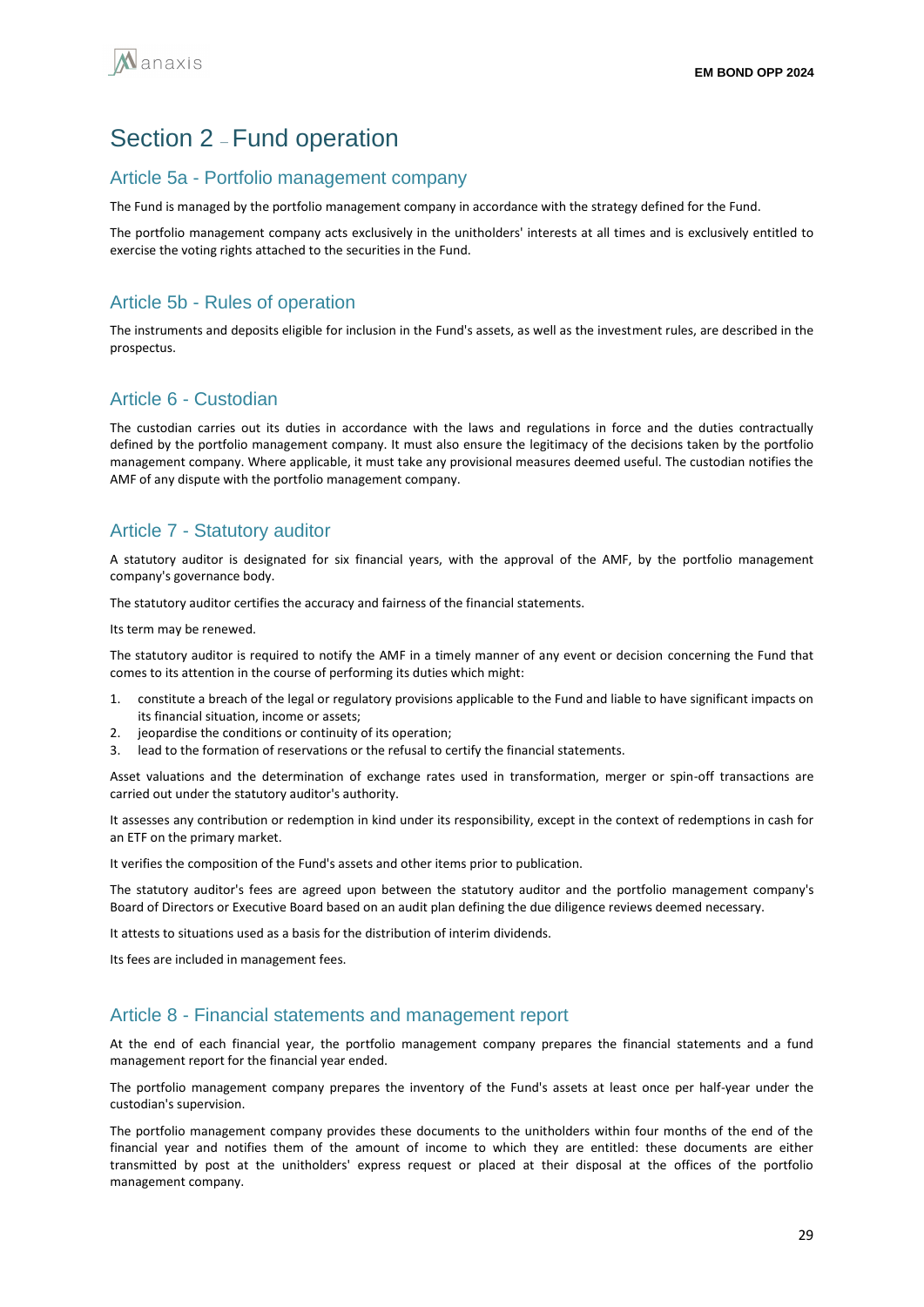# Section 2 – Fund operation

## Article 5a - Portfolio management company

The Fund is managed by the portfolio management company in accordance with the strategy defined for the Fund.

The portfolio management company acts exclusively in the unitholders' interests at all times and is exclusively entitled to exercise the voting rights attached to the securities in the Fund.

## Article 5b - Rules of operation

The instruments and deposits eligible for inclusion in the Fund's assets, as well as the investment rules, are described in the prospectus.

## Article 6 - Custodian

The custodian carries out its duties in accordance with the laws and regulations in force and the duties contractually defined by the portfolio management company. It must also ensure the legitimacy of the decisions taken by the portfolio management company. Where applicable, it must take any provisional measures deemed useful. The custodian notifies the AMF of any dispute with the portfolio management company.

## Article 7 - Statutory auditor

A statutory auditor is designated for six financial years, with the approval of the AMF, by the portfolio management company's governance body.

The statutory auditor certifies the accuracy and fairness of the financial statements.

Its term may be renewed.

The statutory auditor is required to notify the AMF in a timely manner of any event or decision concerning the Fund that comes to its attention in the course of performing its duties which might:

1. constitute a breach of the legal or regulatory provisions applicable to the Fund and liable to have significant impacts on its financial situation, income or assets;
2. jeopardise the conditions or continuity of its operation;
3. lead to the formation of reservations or the refusal to certify the financial statements.

Asset valuations and the determination of exchange rates used in transformation, merger or spin-off transactions are carried out under the statutory auditor's authority.

It assesses any contribution or redemption in kind under its responsibility, except in the context of redemptions in cash for an ETF on the primary market.

It verifies the composition of the Fund's assets and other items prior to publication.

The statutory auditor's fees are agreed upon between the statutory auditor and the portfolio management company's Board of Directors or Executive Board based on an audit plan defining the due diligence reviews deemed necessary.

It attests to situations used as a basis for the distribution of interim dividends.

Its fees are included in management fees.

## Article 8 - Financial statements and management report

At the end of each financial year, the portfolio management company prepares the financial statements and a fund management report for the financial year ended.

The portfolio management company prepares the inventory of the Fund's assets at least once per half-year under the custodian's supervision.

The portfolio management company provides these documents to the unitholders within four months of the end of the financial year and notifies them of the amount of income to which they are entitled: these documents are either transmitted by post at the unitholders' express request or placed at their disposal at the offices of the portfolio management company.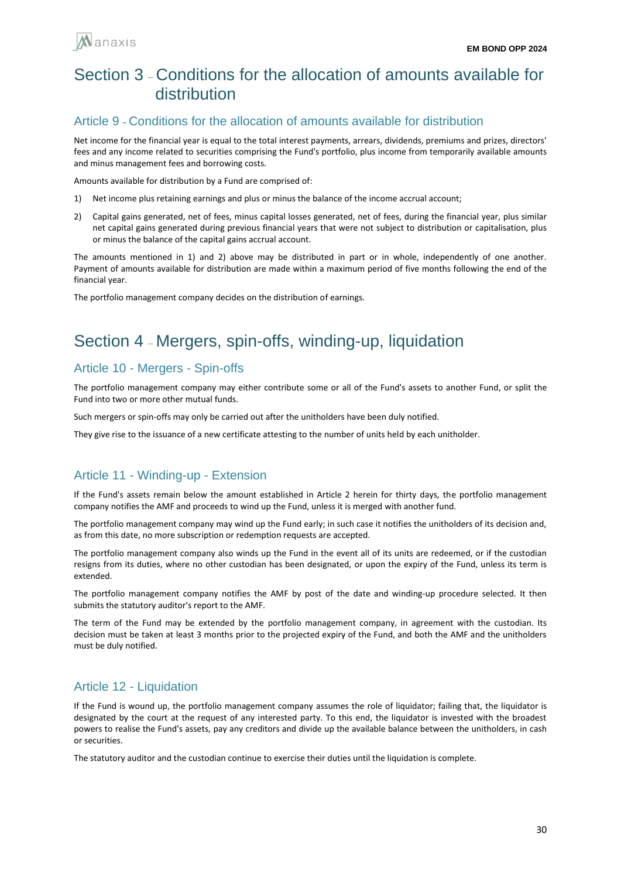# Section 3 – Conditions for the allocation of amounts available for distribution

## Article 9 - Conditions for the allocation of amounts available for distribution

Net income for the financial year is equal to the total interest payments, arrears, dividends, premiums and prizes, directors' fees and any income related to securities comprising the Fund's portfolio, plus income from temporarily available amounts and minus management fees and borrowing costs.

Amounts available for distribution by a Fund are comprised of:

1) Net income plus retaining earnings and plus or minus the balance of the income accrual account;

2) Capital gains generated, net of fees, minus capital losses generated, net of fees, during the financial year, plus similar net capital gains generated during previous financial years that were not subject to distribution or capitalisation, plus or minus the balance of the capital gains accrual account.

The amounts mentioned in 1) and 2) above may be distributed in part or in whole, independently of one another. Payment of amounts available for distribution are made within a maximum period of five months following the end of the financial year.

The portfolio management company decides on the distribution of earnings.

# Section 4 – Mergers, spin-offs, winding-up, liquidation

## Article 10 - Mergers - Spin-offs

The portfolio management company may either contribute some or all of the Fund's assets to another Fund, or split the Fund into two or more other mutual funds.

Such mergers or spin-offs may only be carried out after the unitholders have been duly notified.

They give rise to the issuance of a new certificate attesting to the number of units held by each unitholder.

## Article 11 - Winding-up - Extension

If the Fund's assets remain below the amount established in Article 2 herein for thirty days, the portfolio management company notifies the AMF and proceeds to wind up the Fund, unless it is merged with another fund.

The portfolio management company may wind up the Fund early; in such case it notifies the unitholders of its decision and, as from this date, no more subscription or redemption requests are accepted.

The portfolio management company also winds up the Fund in the event all of its units are redeemed, or if the custodian resigns from its duties, where no other custodian has been designated, or upon the expiry of the Fund, unless its term is extended.

The portfolio management company notifies the AMF by post of the date and winding-up procedure selected. It then submits the statutory auditor's report to the AMF.

The term of the Fund may be extended by the portfolio management company, in agreement with the custodian. Its decision must be taken at least 3 months prior to the projected expiry of the Fund, and both the AMF and the unitholders must be duly notified.

## Article 12 - Liquidation

If the Fund is wound up, the portfolio management company assumes the role of liquidator; failing that, the liquidator is designated by the court at the request of any interested party. To this end, the liquidator is invested with the broadest powers to realise the Fund's assets, pay any creditors and divide up the available balance between the unitholders, in cash or securities.

The statutory auditor and the custodian continue to exercise their duties until the liquidation is complete.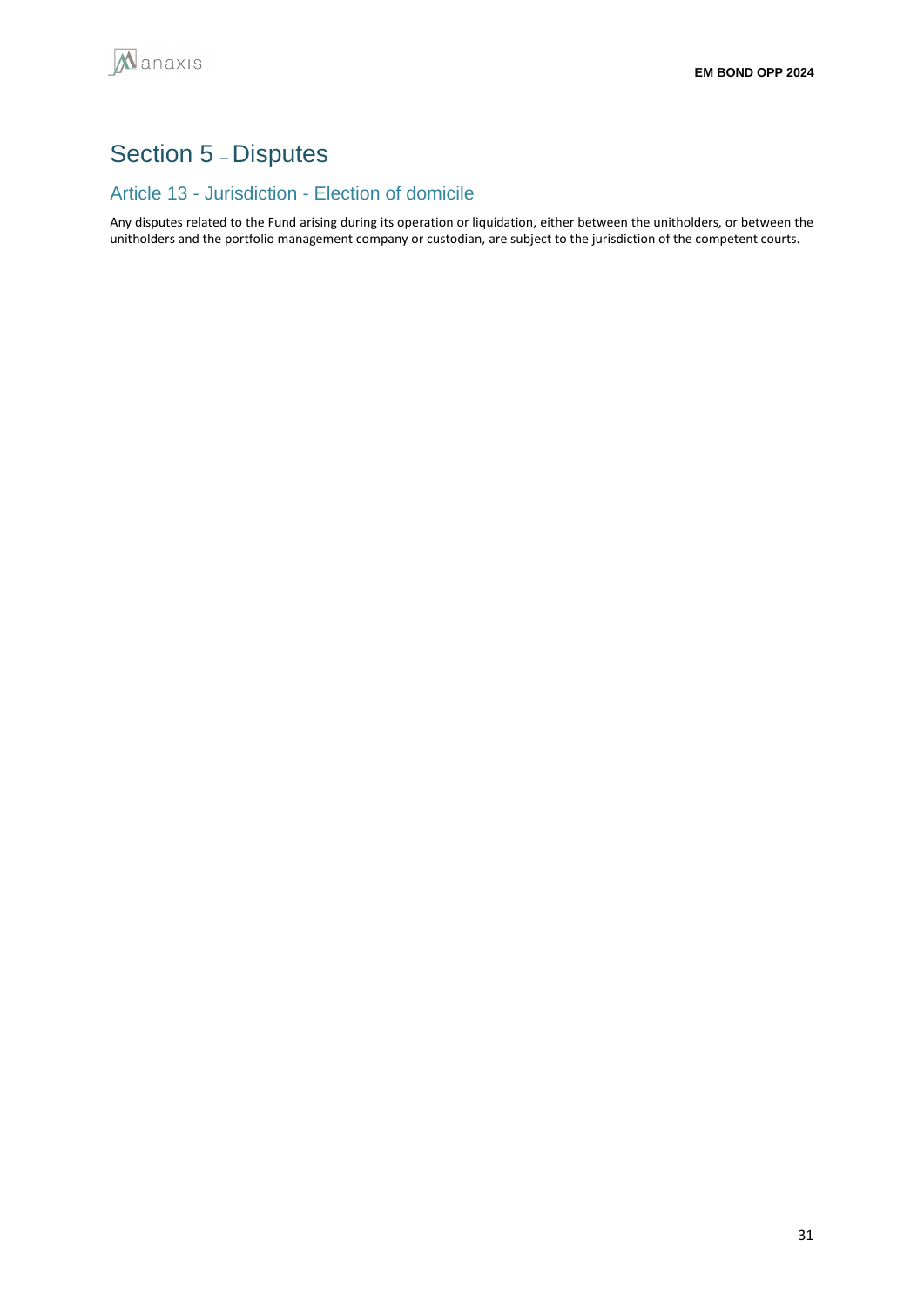# Section 5 – Disputes

## Article 13 - Jurisdiction - Election of domicile

Any disputes related to the Fund arising during its operation or liquidation, either between the unitholders, or between the unitholders and the portfolio management company or custodian, are subject to the jurisdiction of the competent courts.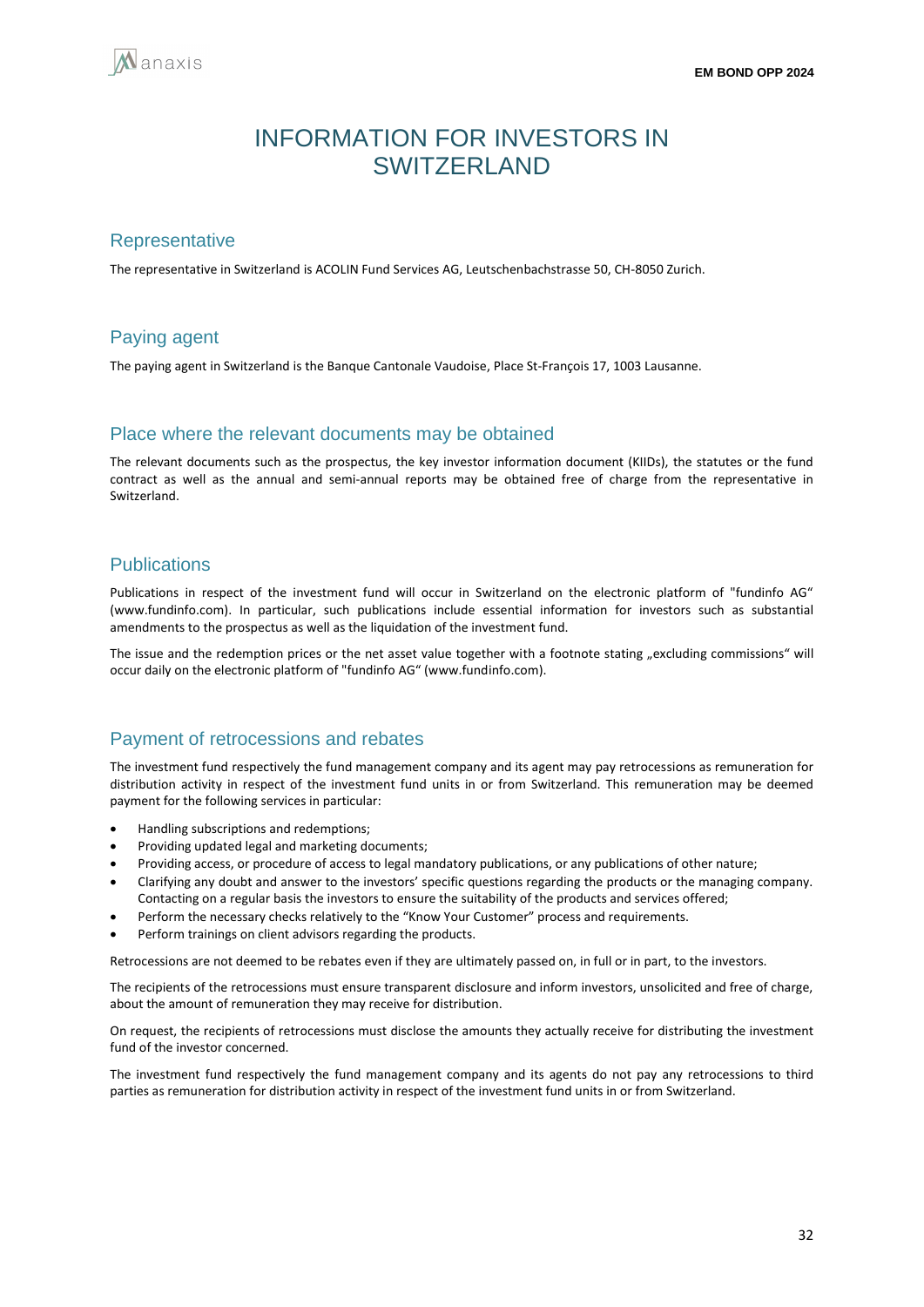# INFORMATION FOR INVESTORS IN SWITZERLAND

## Representative

The representative in Switzerland is ACOLIN Fund Services AG, Leutschenbachstrasse 50, CH-8050 Zurich.

## Paying agent

The paying agent in Switzerland is the Banque Cantonale Vaudoise, Place St-François 17, 1003 Lausanne.

## Place where the relevant documents may be obtained

The relevant documents such as the prospectus, the key investor information document (KIIDs), the statutes or the fund contract as well as the annual and semi-annual reports may be obtained free of charge from the representative in Switzerland.

## Publications

Publications in respect of the investment fund will occur in Switzerland on the electronic platform of "fundinfo AG" (www.fundinfo.com). In particular, such publications include essential information for investors such as substantial amendments to the prospectus as well as the liquidation of the investment fund.

The issue and the redemption prices or the net asset value together with a footnote stating „excluding commissions" will occur daily on the electronic platform of "fundinfo AG" (www.fundinfo.com).

## Payment of retrocessions and rebates

The investment fund respectively the fund management company and its agent may pay retrocessions as remuneration for distribution activity in respect of the investment fund units in or from Switzerland. This remuneration may be deemed payment for the following services in particular:

- Handling subscriptions and redemptions;
- Providing updated legal and marketing documents;
- Providing access, or procedure of access to legal mandatory publications, or any publications of other nature;
- Clarifying any doubt and answer to the investors' specific questions regarding the products or the managing company. Contacting on a regular basis the investors to ensure the suitability of the products and services offered;
- Perform the necessary checks relatively to the "Know Your Customer" process and requirements.
- Perform trainings on client advisors regarding the products.

Retrocessions are not deemed to be rebates even if they are ultimately passed on, in full or in part, to the investors.

The recipients of the retrocessions must ensure transparent disclosure and inform investors, unsolicited and free of charge, about the amount of remuneration they may receive for distribution.

On request, the recipients of retrocessions must disclose the amounts they actually receive for distributing the investment fund of the investor concerned.

The investment fund respectively the fund management company and its agents do not pay any retrocessions to third parties as remuneration for distribution activity in respect of the investment fund units in or from Switzerland.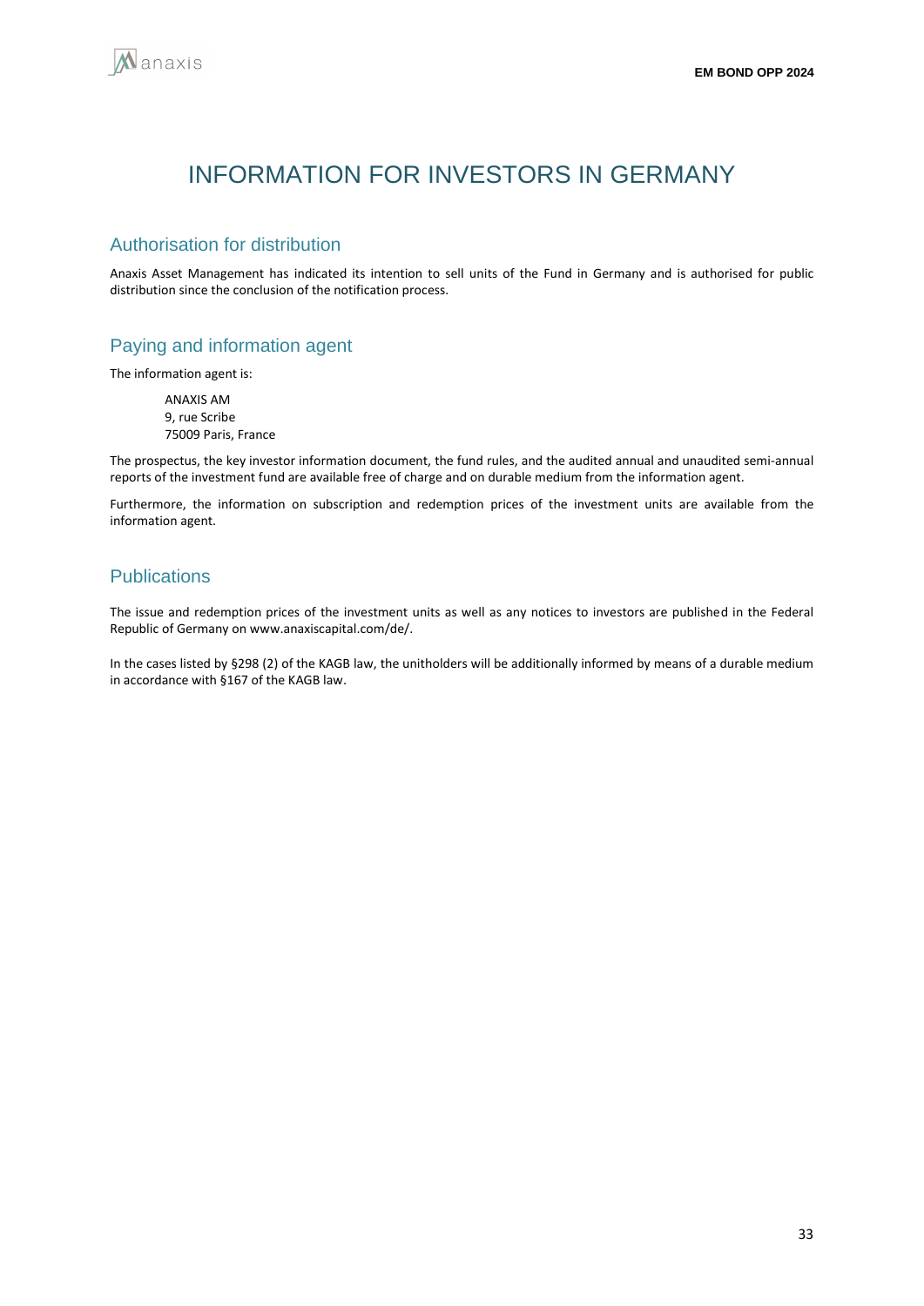# INFORMATION FOR INVESTORS IN GERMANY

## Authorisation for distribution

Anaxis Asset Management has indicated its intention to sell units of the Fund in Germany and is authorised for public distribution since the conclusion of the notification process.

## Paying and information agent

The information agent is:

ANAXIS AM
9, rue Scribe
75009 Paris, France

The prospectus, the key investor information document, the fund rules, and the audited annual and unaudited semi-annual reports of the investment fund are available free of charge and on durable medium from the information agent.

Furthermore, the information on subscription and redemption prices of the investment units are available from the information agent.

## Publications

The issue and redemption prices of the investment units as well as any notices to investors are published in the Federal Republic of Germany on www.anaxiscapital.com/de/.

In the cases listed by §298 (2) of the KAGB law, the unitholders will be additionally informed by means of a durable medium in accordance with §167 of the KAGB law.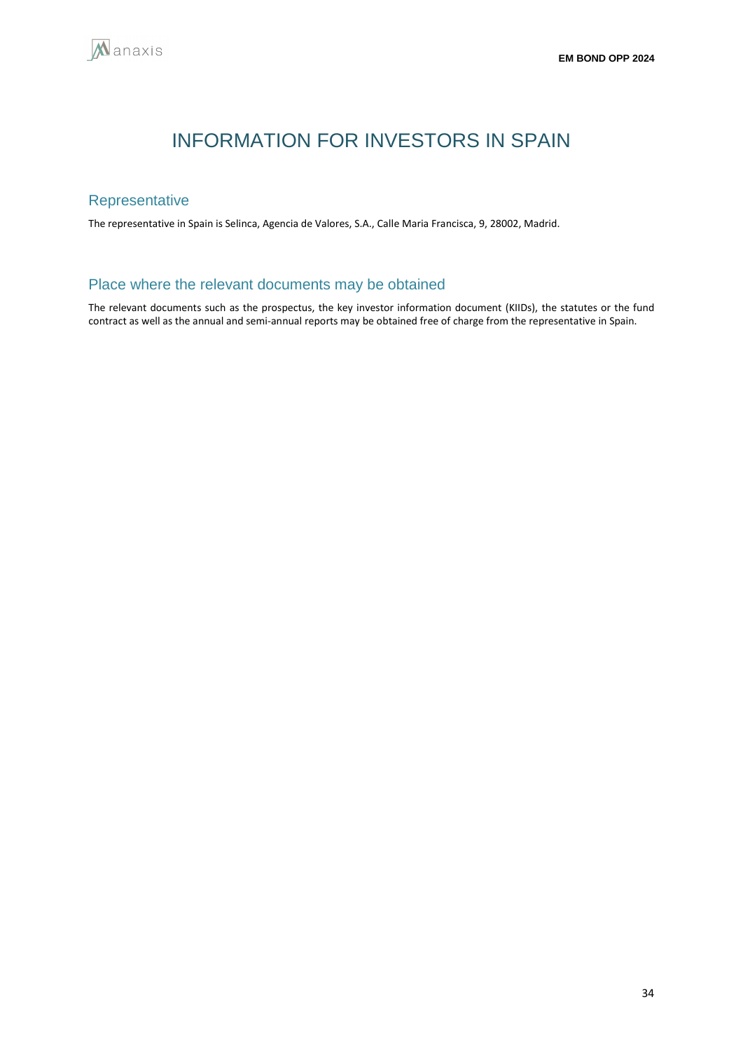# INFORMATION FOR INVESTORS IN SPAIN

## Representative

The representative in Spain is Selinca, Agencia de Valores, S.A., Calle Maria Francisca, 9, 28002, Madrid.

## Place where the relevant documents may be obtained

The relevant documents such as the prospectus, the key investor information document (KIIDs), the statutes or the fund contract as well as the annual and semi-annual reports may be obtained free of charge from the representative in Spain.